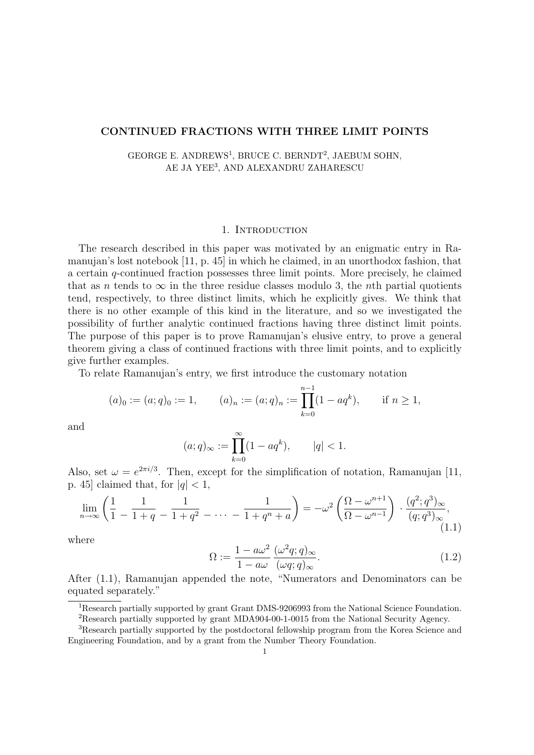# CONTINUED FRACTIONS WITH THREE LIMIT POINTS

GEORGE E. ANDREWS[1], BRUCE C. BERNDT[2], JAEBUM SOHN, AE JA YEE[3], AND ALEXANDRU ZAHARESCU

## 1. Introduction

The research described in this paper was motivated by an enigmatic entry in Ramanujan's lost notebook [11, p. 45] in which he claimed, in an unorthodox fashion, that a certain $q$-continued fraction possesses three limit points. More precisely, he claimed that as $n$ tends to $\infty$ in the three residue classes modulo 3, the $n$th partial quotients tend, respectively, to three distinct limits, which he explicitly gives. We think that there is no other example of this kind in the literature, and so we investigated the possibility of further analytic continued fractions having three distinct limit points. The purpose of this paper is to prove Ramanujan's elusive entry, to prove a general theorem giving a class of continued fractions with three limit points, and to explicitly give further examples.

To relate Ramanujan's entry, we first introduce the customary notation

$$(a)_0 := (a;q)_0 := 1, \qquad (a)_n := (a;q)_n := \prod_{k=0}^{n-1}(1-aq^k), \qquad \text{if } n \geq 1,$$

and

$$(a;q)_\infty := \prod_{k=0}^{\infty}(1-aq^k), \qquad |q|<1.$$

Also, set $\omega = e^{2\pi i/3}$. Then, except for the simplification of notation, Ramanujan [11, p. 45] claimed that, for $|q|<1$,

$$\lim_{n\to\infty}\left(\frac{1}{1} - \frac{1}{1+q} - \frac{1}{1+q^2} - \cdots - \frac{1}{1+q^n+a}\right) = -\omega^2\left(\frac{\Omega-\omega^{n+1}}{\Omega-\omega^{n-1}}\right)\cdot\frac{(q^2;q^3)_\infty}{(q;q^3)_\infty}, \tag{1.1}$$

where

$$\Omega := \frac{1-a\omega^2}{1-a\omega}\,\frac{(\omega^2 q;q)_\infty}{(\omega q;q)_\infty}. \tag{1.2}$$

After (1.1), Ramanujan appended the note, "Numerators and Denominators can be equated separately."

[1]Research partially supported by grant Grant DMS-9206993 from the National Science Foundation.

[2]Research partially supported by grant MDA904-00-1-0015 from the National Security Agency.

[3]Research partially supported by the postdoctoral fellowship program from the Korea Science and Engineering Foundation, and by a grant from the Number Theory Foundation.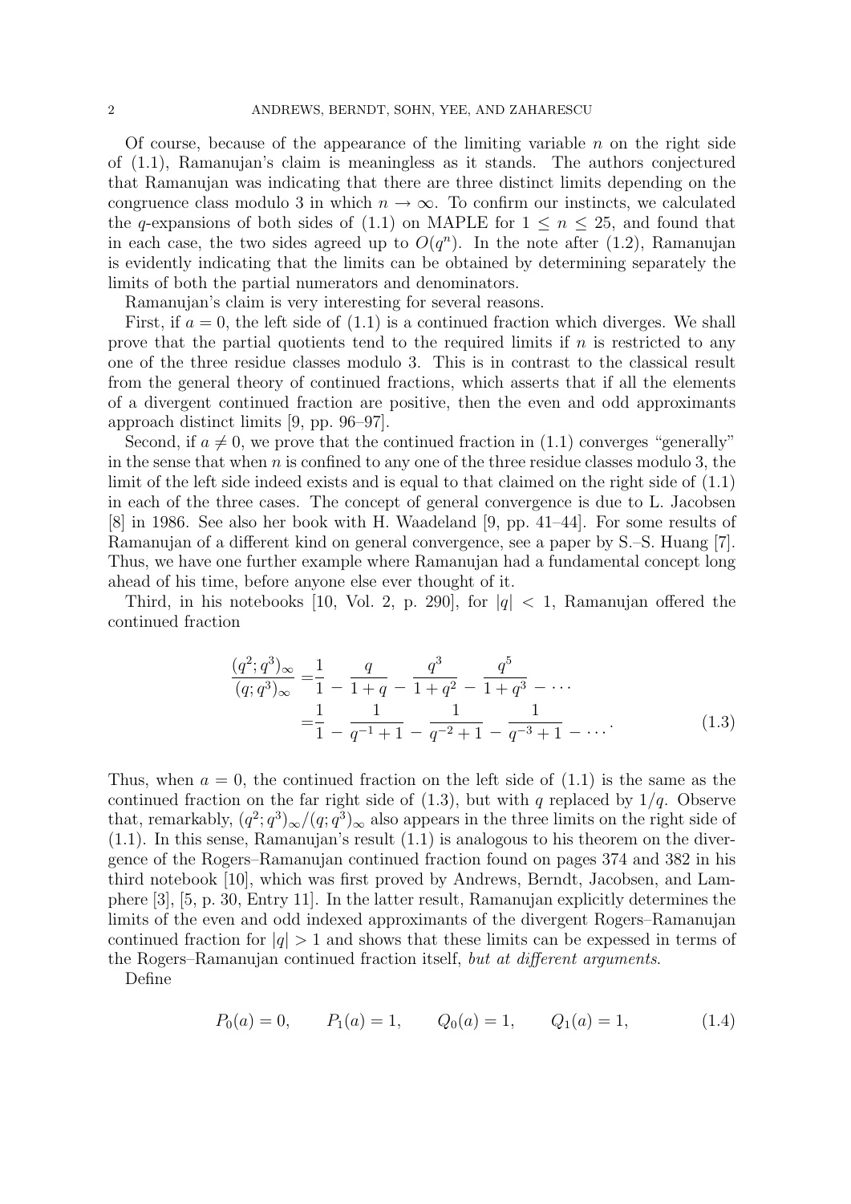Of course, because of the appearance of the limiting variable $n$ on the right side of (1.1), Ramanujan's claim is meaningless as it stands. The authors conjectured that Ramanujan was indicating that there are three distinct limits depending on the congruence class modulo 3 in which $n \to \infty$. To confirm our instincts, we calculated the $q$-expansions of both sides of (1.1) on MAPLE for $1 \leq n \leq 25$, and found that in each case, the two sides agreed up to $O(q^n)$. In the note after (1.2), Ramanujan is evidently indicating that the limits can be obtained by determining separately the limits of both the partial numerators and denominators.

Ramanujan's claim is very interesting for several reasons.

First, if $a = 0$, the left side of (1.1) is a continued fraction which diverges. We shall prove that the partial quotients tend to the required limits if $n$ is restricted to any one of the three residue classes modulo 3. This is in contrast to the classical result from the general theory of continued fractions, which asserts that if all the elements of a divergent continued fraction are positive, then the even and odd approximants approach distinct limits [9, pp. 96–97].

Second, if $a \neq 0$, we prove that the continued fraction in (1.1) converges "generally" in the sense that when $n$ is confined to any one of the three residue classes modulo 3, the limit of the left side indeed exists and is equal to that claimed on the right side of (1.1) in each of the three cases. The concept of general convergence is due to L. Jacobsen [8] in 1986. See also her book with H. Waadeland [9, pp. 41–44]. For some results of Ramanujan of a different kind on general convergence, see a paper by S.–S. Huang [7]. Thus, we have one further example where Ramanujan had a fundamental concept long ahead of his time, before anyone else ever thought of it.

Third, in his notebooks [10, Vol. 2, p. 290], for $|q| < 1$, Ramanujan offered the continued fraction

$$
\begin{aligned}
\frac{(q^2;q^3)_\infty}{(q;q^3)_\infty} =& \frac{1}{1} - \frac{q}{1+q} - \frac{q^3}{1+q^2} - \frac{q^5}{1+q^3} - \cdots \\
=& \frac{1}{1} - \frac{1}{q^{-1}+1} - \frac{1}{q^{-2}+1} - \frac{1}{q^{-3}+1} - \cdots .
\end{aligned} \tag{1.3}
$$

Thus, when $a = 0$, the continued fraction on the left side of (1.1) is the same as the continued fraction on the far right side of (1.3), but with $q$ replaced by $1/q$. Observe that, remarkably, $(q^2;q^3)_\infty/(q;q^3)_\infty$ also appears in the three limits on the right side of (1.1). In this sense, Ramanujan's result (1.1) is analogous to his theorem on the divergence of the Rogers–Ramanujan continued fraction found on pages 374 and 382 in his third notebook [10], which was first proved by Andrews, Berndt, Jacobsen, and Lamphere [3], [5, p. 30, Entry 11]. In the latter result, Ramanujan explicitly determines the limits of the even and odd indexed approximants of the divergent Rogers–Ramanujan continued fraction for $|q| > 1$ and shows that these limits can be expessed in terms of the Rogers–Ramanujan continued fraction itself, *but at different arguments*.

Define

$$
P_0(a) = 0, \qquad P_1(a) = 1, \qquad Q_0(a) = 1, \qquad Q_1(a) = 1, \tag{1.4}
$$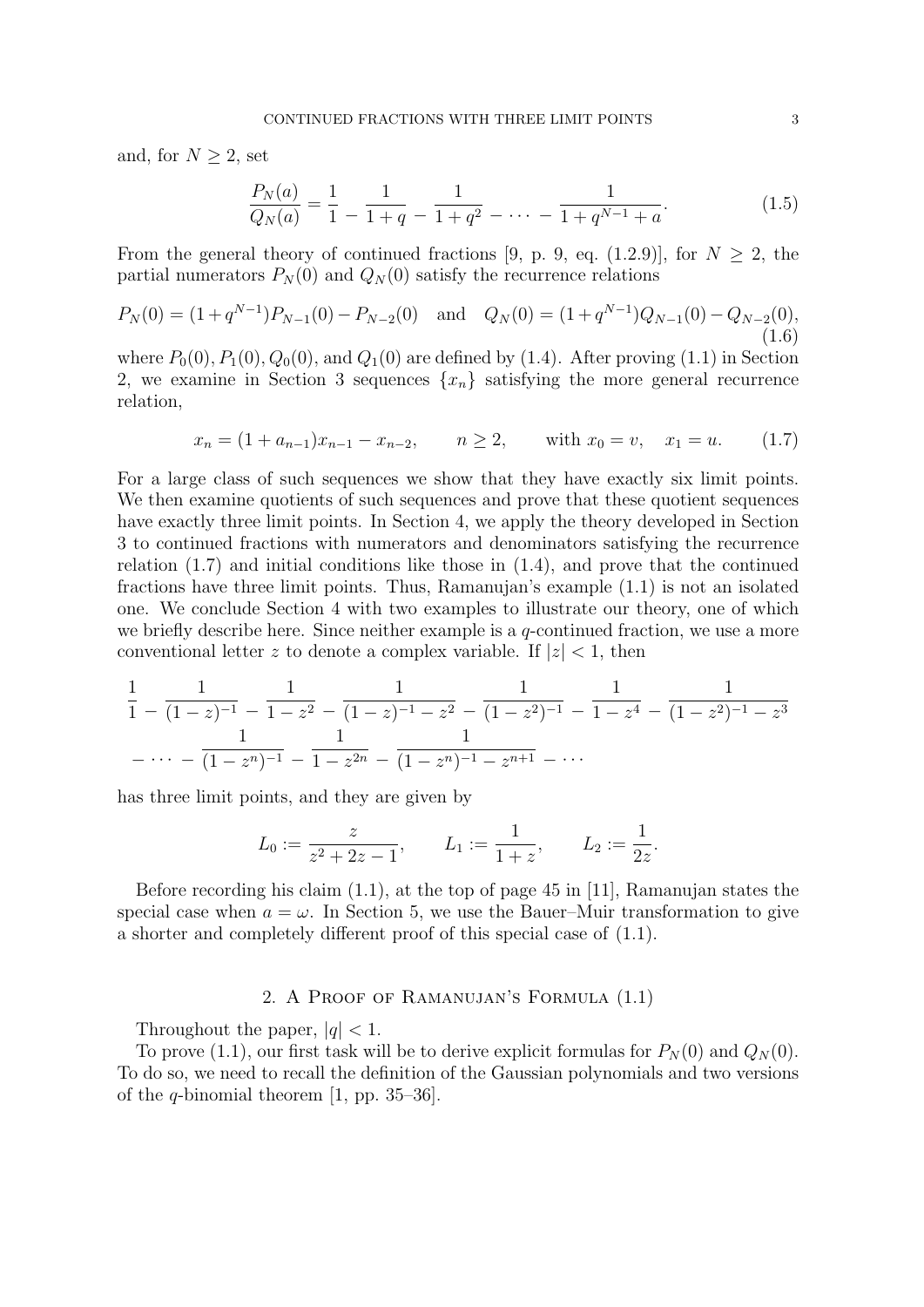and, for $N \geq 2$, set

$$\frac{P_N(a)}{Q_N(a)} = \frac{1}{1} - \frac{1}{1+q} - \frac{1}{1+q^2} - \cdots - \frac{1}{1+q^{N-1}+a}. \tag{1.5}$$

From the general theory of continued fractions [9, p. 9, eq. (1.2.9)], for $N \geq 2$, the partial numerators $P_N(0)$ and $Q_N(0)$ satisfy the recurrence relations

$$P_N(0) = (1+q^{N-1})P_{N-1}(0) - P_{N-2}(0) \quad \text{and} \quad Q_N(0) = (1+q^{N-1})Q_{N-1}(0) - Q_{N-2}(0), \tag{1.6}$$

where $P_0(0), P_1(0), Q_0(0)$, and $Q_1(0)$ are defined by (1.4). After proving (1.1) in Section 2, we examine in Section 3 sequences $\{x_n\}$ satisfying the more general recurrence relation,

$$x_n = (1+a_{n-1})x_{n-1} - x_{n-2}, \qquad n \geq 2, \qquad \text{with } x_0 = v, \quad x_1 = u. \tag{1.7}$$

For a large class of such sequences we show that they have exactly six limit points. We then examine quotients of such sequences and prove that these quotient sequences have exactly three limit points. In Section 4, we apply the theory developed in Section 3 to continued fractions with numerators and denominators satisfying the recurrence relation (1.7) and initial conditions like those in (1.4), and prove that the continued fractions have three limit points. Thus, Ramanujan's example (1.1) is not an isolated one. We conclude Section 4 with two examples to illustrate our theory, one of which we briefly describe here. Since neither example is a $q$-continued fraction, we use a more conventional letter $z$ to denote a complex variable. If $|z| < 1$, then

$$\frac{1}{1} - \frac{1}{(1-z)^{-1}} - \frac{1}{1-z^2} - \frac{1}{(1-z)^{-1}-z^2} - \frac{1}{(1-z^2)^{-1}} - \frac{1}{1-z^4} - \frac{1}{(1-z^2)^{-1}-z^3}$$
$$- \cdots - \frac{1}{(1-z^n)^{-1}} - \frac{1}{1-z^{2n}} - \frac{1}{(1-z^n)^{-1}-z^{n+1}} - \cdots$$

has three limit points, and they are given by

$$L_0 := \frac{z}{z^2+2z-1}, \qquad L_1 := \frac{1}{1+z}, \qquad L_2 := \frac{1}{2z}.$$

Before recording his claim (1.1), at the top of page 45 in [11], Ramanujan states the special case when $a = \omega$. In Section 5, we use the Bauer–Muir transformation to give a shorter and completely different proof of this special case of (1.1).

## 2. A Proof of Ramanujan's Formula (1.1)

Throughout the paper, $|q| < 1$.

To prove (1.1), our first task will be to derive explicit formulas for $P_N(0)$ and $Q_N(0)$. To do so, we need to recall the definition of the Gaussian polynomials and two versions of the $q$-binomial theorem [1, pp. 35–36].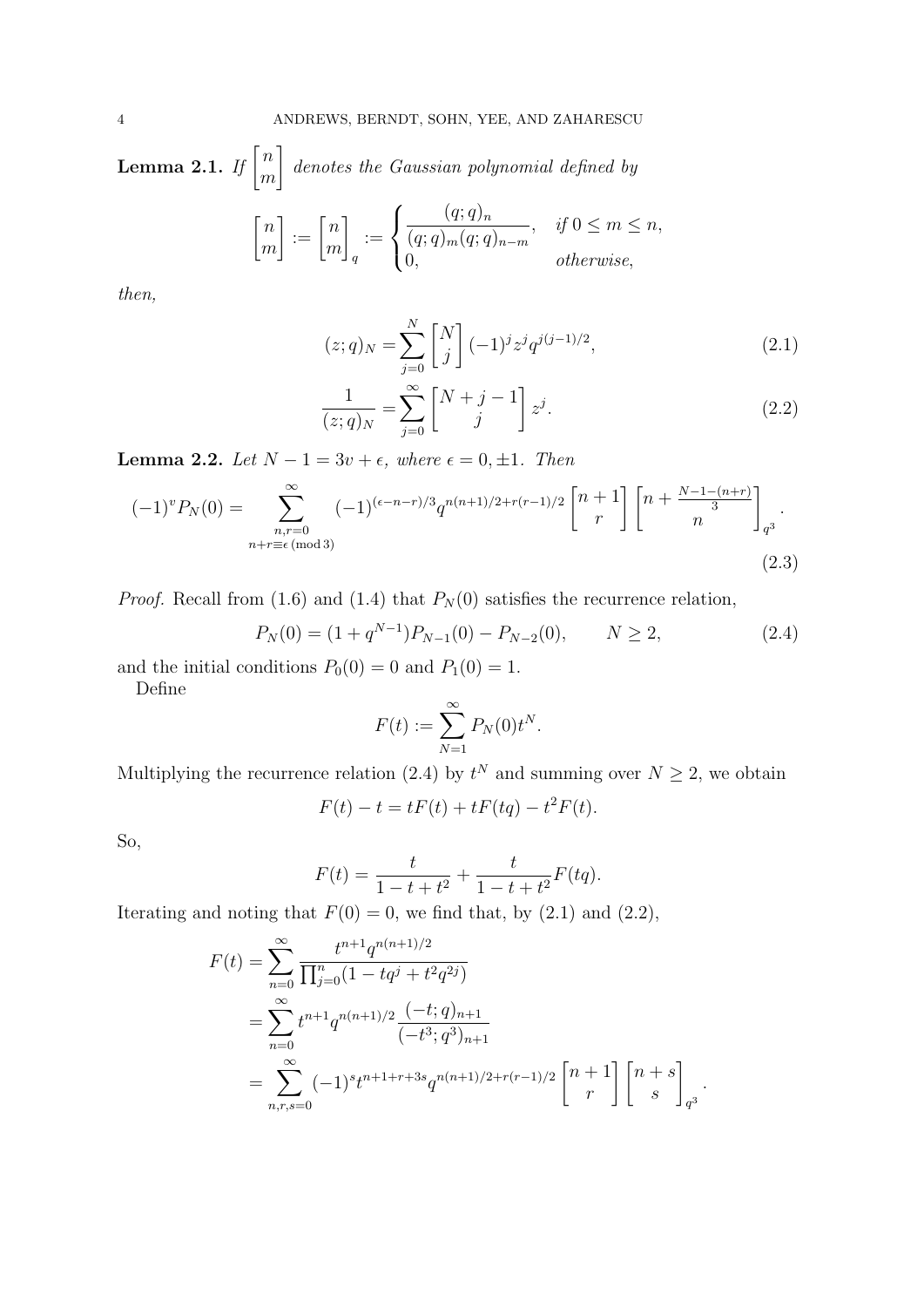**Lemma 2.1.** *If* $\begin{bmatrix} n \\ m \end{bmatrix}$ *denotes the Gaussian polynomial defined by*

$$\begin{bmatrix} n \\ m \end{bmatrix} := \begin{bmatrix} n \\ m \end{bmatrix}_q := \begin{cases} \dfrac{(q;q)_n}{(q;q)_m(q;q)_{n-m}}, & \text{if } 0 \leq m \leq n, \\ 0, & \text{otherwise,} \end{cases}$$

*then,*

$$(z;q)_N = \sum_{j=0}^{N} \begin{bmatrix} N \\ j \end{bmatrix} (-1)^j z^j q^{j(j-1)/2}, \tag{2.1}$$

$$\frac{1}{(z;q)_N} = \sum_{j=0}^{\infty} \begin{bmatrix} N+j-1 \\ j \end{bmatrix} z^j. \tag{2.2}$$

**Lemma 2.2.** *Let* $N-1 = 3v + \epsilon$, *where* $\epsilon = 0, \pm 1$. *Then*

$$(-1)^v P_N(0) = \sum_{\substack{n,r=0 \\ n+r\equiv\epsilon \,(\mathrm{mod}\, 3)}}^{\infty} (-1)^{(\epsilon-n-r)/3} q^{n(n+1)/2+r(r-1)/2} \begin{bmatrix} n+1 \\ r \end{bmatrix} \begin{bmatrix} n+\frac{N-1-(n+r)}{3} \\ n \end{bmatrix}_{q^3}. \tag{2.3}$$

*Proof.* Recall from (1.6) and (1.4) that $P_N(0)$ satisfies the recurrence relation,

$$P_N(0) = (1+q^{N-1})P_{N-1}(0) - P_{N-2}(0), \qquad N \geq 2, \tag{2.4}$$

and the initial conditions $P_0(0) = 0$ and $P_1(0) = 1$.

Define

$$F(t) := \sum_{N=1}^{\infty} P_N(0) t^N.$$

Multiplying the recurrence relation (2.4) by $t^N$ and summing over $N \geq 2$, we obtain

$$F(t) - t = tF(t) + tF(tq) - t^2 F(t).$$

So,

$$F(t) = \frac{t}{1-t+t^2} + \frac{t}{1-t+t^2} F(tq).$$

Iterating and noting that $F(0) = 0$, we find that, by (2.1) and (2.2),

$$\begin{aligned} F(t) &= \sum_{n=0}^{\infty} \frac{t^{n+1} q^{n(n+1)/2}}{\prod_{j=0}^{n}(1 - tq^j + t^2 q^{2j})} \\ &= \sum_{n=0}^{\infty} t^{n+1} q^{n(n+1)/2} \frac{(-t;q)_{n+1}}{(-t^3;q^3)_{n+1}} \\ &= \sum_{n,r,s=0}^{\infty} (-1)^s t^{n+1+r+3s} q^{n(n+1)/2+r(r-1)/2} \begin{bmatrix} n+1 \\ r \end{bmatrix} \begin{bmatrix} n+s \\ s \end{bmatrix}_{q^3}. \end{aligned}$$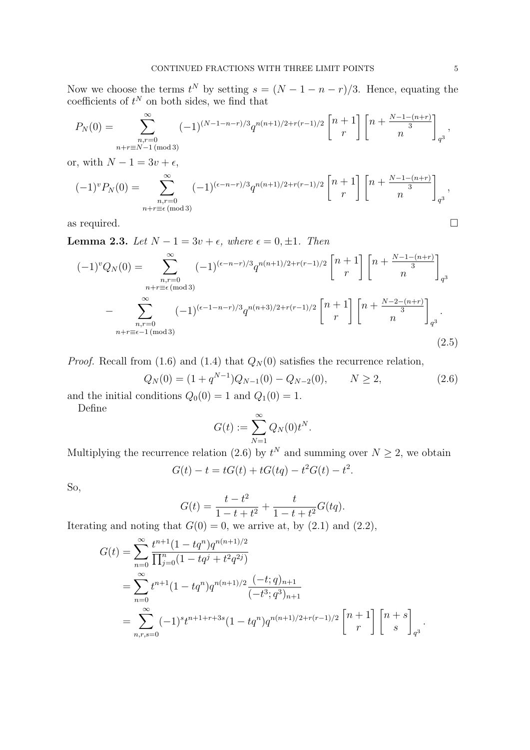Now we choose the terms $t^N$ by setting $s = (N-1-n-r)/3$. Hence, equating the coefficients of $t^N$ on both sides, we find that

$$P_N(0) = \sum_{\substack{n,r=0 \\ n+r\equiv N-1 \,(\mathrm{mod}\, 3)}}^{\infty} (-1)^{(N-1-n-r)/3} q^{n(n+1)/2+r(r-1)/2} \begin{bmatrix} n+1 \\ r \end{bmatrix} \begin{bmatrix} n+\frac{N-1-(n+r)}{3} \\ n \end{bmatrix}_{q^3},$$

or, with $N-1 = 3v+\epsilon$,

$$(-1)^v P_N(0) = \sum_{\substack{n,r=0 \\ n+r\equiv \epsilon \,(\mathrm{mod}\, 3)}}^{\infty} (-1)^{(\epsilon-n-r)/3} q^{n(n+1)/2+r(r-1)/2} \begin{bmatrix} n+1 \\ r \end{bmatrix} \begin{bmatrix} n+\frac{N-1-(n+r)}{3} \\ n \end{bmatrix}_{q^3},$$

as required. □

**Lemma 2.3.** *Let $N-1 = 3v+\epsilon$, where $\epsilon = 0, \pm 1$. Then*

$$\begin{aligned}(-1)^v Q_N(0) = &\sum_{\substack{n,r=0 \\ n+r\equiv \epsilon \,(\mathrm{mod}\, 3)}}^{\infty} (-1)^{(\epsilon-n-r)/3} q^{n(n+1)/2+r(r-1)/2} \begin{bmatrix} n+1 \\ r \end{bmatrix} \begin{bmatrix} n+\frac{N-1-(n+r)}{3} \\ n \end{bmatrix}_{q^3} \\ &- \sum_{\substack{n,r=0 \\ n+r\equiv \epsilon-1 \,(\mathrm{mod}\, 3)}}^{\infty} (-1)^{(\epsilon-1-n-r)/3} q^{n(n+3)/2+r(r-1)/2} \begin{bmatrix} n+1 \\ r \end{bmatrix} \begin{bmatrix} n+\frac{N-2-(n+r)}{3} \\ n \end{bmatrix}_{q^3}.\end{aligned} \tag{2.5}$$

*Proof.* Recall from (1.6) and (1.4) that $Q_N(0)$ satisfies the recurrence relation,

$$Q_N(0) = (1+q^{N-1})Q_{N-1}(0) - Q_{N-2}(0), \qquad N \geq 2, \tag{2.6}$$

and the initial conditions $Q_0(0) = 1$ and $Q_1(0) = 1$.

Define

$$G(t) := \sum_{N=1}^{\infty} Q_N(0) t^N.$$

Multiplying the recurrence relation (2.6) by $t^N$ and summing over $N \geq 2$, we obtain

$$G(t) - t = tG(t) + tG(tq) - t^2 G(t) - t^2.$$

So,

$$G(t) = \frac{t-t^2}{1-t+t^2} + \frac{t}{1-t+t^2} G(tq).$$

Iterating and noting that $G(0) = 0$, we arrive at, by (2.1) and (2.2),

$$\begin{aligned} G(t) &= \sum_{n=0}^{\infty} \frac{t^{n+1}(1-tq^n) q^{n(n+1)/2}}{\prod_{j=0}^{n}(1-tq^j+t^2q^{2j})} \\ &= \sum_{n=0}^{\infty} t^{n+1}(1-tq^n) q^{n(n+1)/2} \frac{(-t;q)_{n+1}}{(-t^3;q^3)_{n+1}} \\ &= \sum_{n,r,s=0}^{\infty} (-1)^s t^{n+1+r+3s}(1-tq^n) q^{n(n+1)/2+r(r-1)/2} \begin{bmatrix} n+1 \\ r \end{bmatrix} \begin{bmatrix} n+s \\ s \end{bmatrix}_{q^3}. \end{aligned}$$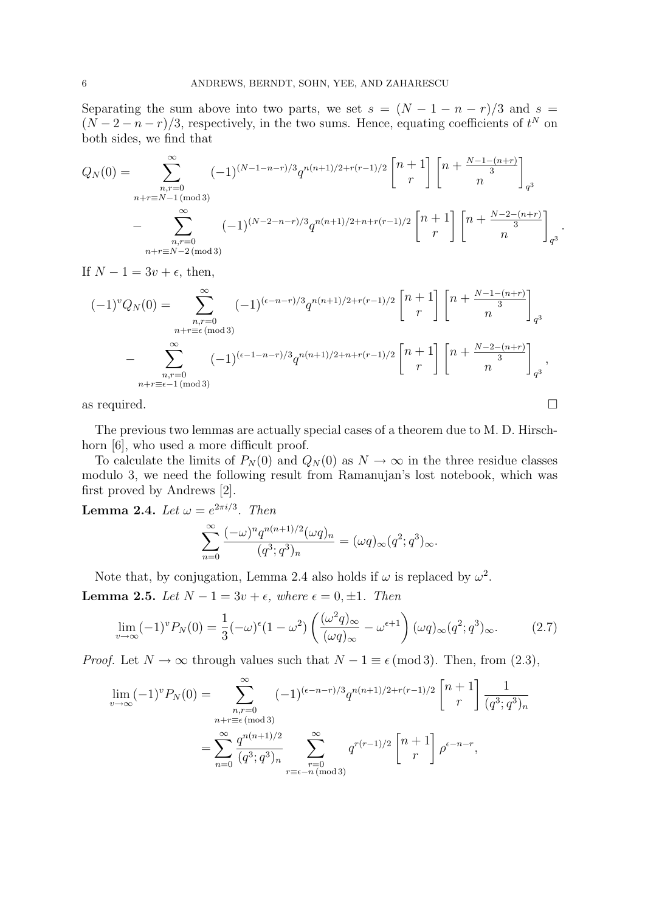Separating the sum above into two parts, we set $s = (N-1-n-r)/3$ and $s = (N-2-n-r)/3$, respectively, in the two sums. Hence, equating coefficients of $t^N$ on both sides, we find that

$$
\begin{aligned}
Q_N(0) = & \sum_{\substack{n,r=0 \\ n+r \equiv N-1 \,(\mathrm{mod}\, 3)}}^{\infty} (-1)^{(N-1-n-r)/3} q^{n(n+1)/2 + r(r-1)/2} \begin{bmatrix} n+1 \\ r \end{bmatrix} \begin{bmatrix} n + \frac{N-1-(n+r)}{3} \\ n \end{bmatrix}_{q^3} \\
& - \sum_{\substack{n,r=0 \\ n+r \equiv N-2 \,(\mathrm{mod}\, 3)}}^{\infty} (-1)^{(N-2-n-r)/3} q^{n(n+1)/2 + n + r(r-1)/2} \begin{bmatrix} n+1 \\ r \end{bmatrix} \begin{bmatrix} n + \frac{N-2-(n+r)}{3} \\ n \end{bmatrix}_{q^3}.
\end{aligned}
$$

If $N - 1 = 3v + \epsilon$, then,

$$
\begin{aligned}
(-1)^v Q_N(0) = & \sum_{\substack{n,r=0 \\ n+r \equiv \epsilon \,(\mathrm{mod}\, 3)}}^{\infty} (-1)^{(\epsilon-n-r)/3} q^{n(n+1)/2 + r(r-1)/2} \begin{bmatrix} n+1 \\ r \end{bmatrix} \begin{bmatrix} n + \frac{N-1-(n+r)}{3} \\ n \end{bmatrix}_{q^3} \\
& - \sum_{\substack{n,r=0 \\ n+r \equiv \epsilon-1 \,(\mathrm{mod}\, 3)}}^{\infty} (-1)^{(\epsilon-1-n-r)/3} q^{n(n+1)/2 + n + r(r-1)/2} \begin{bmatrix} n+1 \\ r \end{bmatrix} \begin{bmatrix} n + \frac{N-2-(n+r)}{3} \\ n \end{bmatrix}_{q^3},
\end{aligned}
$$

as required. ∎

The previous two lemmas are actually special cases of a theorem due to M. D. Hirschhorn [6], who used a more difficult proof.

To calculate the limits of $P_N(0)$ and $Q_N(0)$ as $N \to \infty$ in the three residue classes modulo 3, we need the following result from Ramanujan's lost notebook, which was first proved by Andrews [2].

**Lemma 2.4.** *Let $\omega = e^{2\pi i/3}$. Then*

$$
\sum_{n=0}^{\infty} \frac{(-\omega)^n q^{n(n+1)/2} (\omega q)_n}{(q^3;q^3)_n} = (\omega q)_\infty (q^2;q^3)_\infty.
$$

Note that, by conjugation, Lemma 2.4 also holds if $\omega$ is replaced by $\omega^2$.

**Lemma 2.5.** *Let $N - 1 = 3v + \epsilon$, where $\epsilon = 0, \pm 1$. Then*

$$
\lim_{v \to \infty} (-1)^v P_N(0) = \frac{1}{3} (-\omega)^\epsilon (1 - \omega^2) \left( \frac{(\omega^2 q)_\infty}{(\omega q)_\infty} - \omega^{\epsilon+1} \right) (\omega q)_\infty (q^2;q^3)_\infty. \tag{2.7}
$$

*Proof.* Let $N \to \infty$ through values such that $N - 1 \equiv \epsilon \,(\mathrm{mod}\, 3)$. Then, from (2.3),

$$
\begin{aligned}
\lim_{v \to \infty} (-1)^v P_N(0) &= \sum_{\substack{n,r=0 \\ n+r \equiv \epsilon \,(\mathrm{mod}\, 3)}}^{\infty} (-1)^{(\epsilon-n-r)/3} q^{n(n+1)/2 + r(r-1)/2} \begin{bmatrix} n+1 \\ r \end{bmatrix} \frac{1}{(q^3;q^3)_n} \\
&= \sum_{n=0}^{\infty} \frac{q^{n(n+1)/2}}{(q^3;q^3)_n} \sum_{\substack{r=0 \\ r \equiv \epsilon-n \,(\mathrm{mod}\, 3)}}^{\infty} q^{r(r-1)/2} \begin{bmatrix} n+1 \\ r \end{bmatrix} \rho^{\epsilon-n-r},
\end{aligned}
$$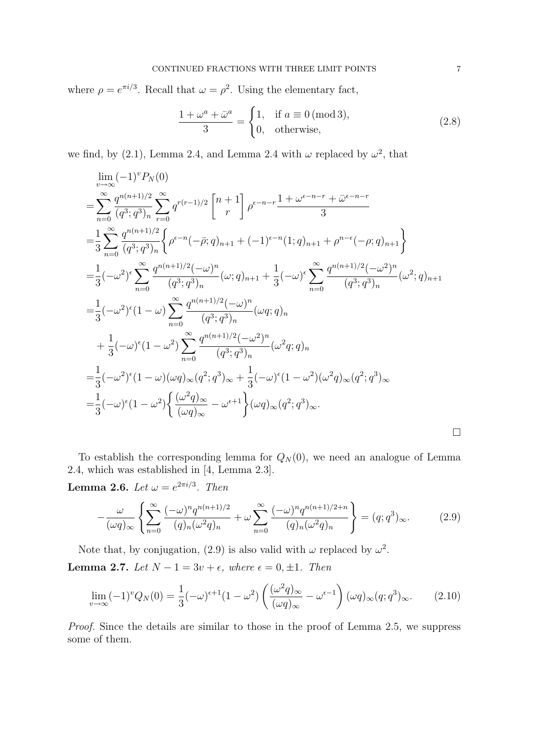where $\rho = e^{\pi i/3}$. Recall that $\omega = \rho^2$. Using the elementary fact,

$$\frac{1+\omega^a+\bar{\omega}^a}{3} = \begin{cases} 1, & \text{if } a \equiv 0 \pmod{3}, \\ 0, & \text{otherwise,} \end{cases} \tag{2.8}$$

we find, by (2.1), Lemma 2.4, and Lemma 2.4 with $\omega$ replaced by $\omega^2$, that

$$\begin{aligned}
&\lim_{v\to\infty}(-1)^v P_N(0) \\
=&\sum_{n=0}^{\infty}\frac{q^{n(n+1)/2}}{(q^3;q^3)_n}\sum_{r=0}^{\infty}q^{r(r-1)/2}\begin{bmatrix} n+1 \\ r \end{bmatrix}\rho^{\epsilon-n-r}\frac{1+\omega^{\epsilon-n-r}+\bar{\omega}^{\epsilon-n-r}}{3} \\
=&\frac{1}{3}\sum_{n=0}^{\infty}\frac{q^{n(n+1)/2}}{(q^3;q^3)_n}\left\{\rho^{\epsilon-n}(-\bar{\rho};q)_{n+1}+(-1)^{\epsilon-n}(1;q)_{n+1}+\rho^{n-\epsilon}(-\rho;q)_{n+1}\right\} \\
=&\frac{1}{3}(-\omega^2)^{\epsilon}\sum_{n=0}^{\infty}\frac{q^{n(n+1)/2}(-\omega)^n}{(q^3;q^3)_n}(\omega;q)_{n+1}+\frac{1}{3}(-\omega)^{\epsilon}\sum_{n=0}^{\infty}\frac{q^{n(n+1)/2}(-\omega^2)^n}{(q^3;q^3)_n}(\omega^2;q)_{n+1} \\
=&\frac{1}{3}(-\omega^2)^{\epsilon}(1-\omega)\sum_{n=0}^{\infty}\frac{q^{n(n+1)/2}(-\omega)^n}{(q^3;q^3)_n}(\omega q;q)_n \\
&+\frac{1}{3}(-\omega)^{\epsilon}(1-\omega^2)\sum_{n=0}^{\infty}\frac{q^{n(n+1)/2}(-\omega^2)^n}{(q^3;q^3)_n}(\omega^2 q;q)_n \\
=&\frac{1}{3}(-\omega^2)^{\epsilon}(1-\omega)(\omega q)_\infty(q^2;q^3)_\infty+\frac{1}{3}(-\omega)^{\epsilon}(1-\omega^2)(\omega^2 q)_\infty(q^2;q^3)_\infty \\
=&\frac{1}{3}(-\omega)^{\epsilon}(1-\omega^2)\left\{\frac{(\omega^2 q)_\infty}{(\omega q)_\infty}-\omega^{\epsilon+1}\right\}(\omega q)_\infty(q^2;q^3)_\infty.
\end{aligned}$$

□

To establish the corresponding lemma for $Q_N(0)$, we need an analogue of Lemma 2.4, which was established in [4, Lemma 2.3].

**Lemma 2.6.** *Let $\omega = e^{2\pi i/3}$. Then*

$$-\frac{\omega}{(\omega q)_\infty}\left\{\sum_{n=0}^{\infty}\frac{(-\omega)^n q^{n(n+1)/2}}{(q)_n(\omega^2 q)_n}+\omega\sum_{n=0}^{\infty}\frac{(-\omega)^n q^{n(n+1)/2+n}}{(q)_n(\omega^2 q)_n}\right\}=(q;q^3)_\infty. \tag{2.9}$$

Note that, by conjugation, (2.9) is also valid with $\omega$ replaced by $\omega^2$.

**Lemma 2.7.** *Let $N-1 = 3v+\epsilon$, where $\epsilon = 0, \pm 1$. Then*

$$\lim_{v\to\infty}(-1)^v Q_N(0) = \frac{1}{3}(-\omega)^{\epsilon+1}(1-\omega^2)\left(\frac{(\omega^2 q)_\infty}{(\omega q)_\infty}-\omega^{\epsilon-1}\right)(\omega q)_\infty(q;q^3)_\infty. \tag{2.10}$$

*Proof.* Since the details are similar to those in the proof of Lemma 2.5, we suppress some of them.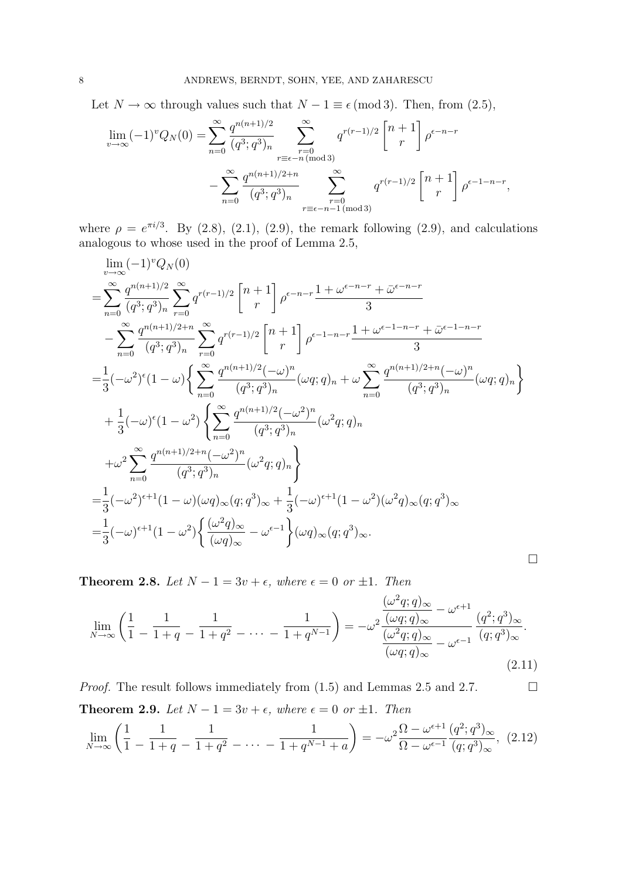Let $N \to \infty$ through values such that $N-1 \equiv \epsilon \pmod 3$. Then, from (2.5),

$$\lim_{v\to\infty}(-1)^v Q_N(0) = \sum_{n=0}^{\infty} \frac{q^{n(n+1)/2}}{(q^3;q^3)_n} \sum_{\substack{r=0 \\ r\equiv \epsilon-n \pmod 3}}^{\infty} q^{r(r-1)/2} \begin{bmatrix} n+1 \\ r \end{bmatrix} \rho^{\epsilon-n-r}$$
$$- \sum_{n=0}^{\infty} \frac{q^{n(n+1)/2+n}}{(q^3;q^3)_n} \sum_{\substack{r=0 \\ r\equiv \epsilon-n-1 \pmod 3}}^{\infty} q^{r(r-1)/2} \begin{bmatrix} n+1 \\ r \end{bmatrix} \rho^{\epsilon-1-n-r},$$

where $\rho = e^{\pi i/3}$. By (2.8), (2.1), (2.9), the remark following (2.9), and calculations analogous to whose used in the proof of Lemma 2.5,

$$\begin{aligned}
&\lim_{v\to\infty}(-1)^v Q_N(0) \\
=&\sum_{n=0}^{\infty} \frac{q^{n(n+1)/2}}{(q^3;q^3)_n} \sum_{r=0}^{\infty} q^{r(r-1)/2} \begin{bmatrix} n+1 \\ r \end{bmatrix} \rho^{\epsilon-n-r} \frac{1+\omega^{\epsilon-n-r}+\bar{\omega}^{\epsilon-n-r}}{3} \\
&- \sum_{n=0}^{\infty} \frac{q^{n(n+1)/2+n}}{(q^3;q^3)_n} \sum_{r=0}^{\infty} q^{r(r-1)/2} \begin{bmatrix} n+1 \\ r \end{bmatrix} \rho^{\epsilon-1-n-r} \frac{1+\omega^{\epsilon-1-n-r}+\bar{\omega}^{\epsilon-1-n-r}}{3} \\
=&\frac{1}{3}(-\omega^2)^{\epsilon}(1-\omega)\left\{ \sum_{n=0}^{\infty} \frac{q^{n(n+1)/2}(-\omega)^n}{(q^3;q^3)_n}(\omega q;q)_n + \omega \sum_{n=0}^{\infty} \frac{q^{n(n+1)/2+n}(-\omega)^n}{(q^3;q^3)_n}(\omega q;q)_n \right\} \\
&+ \frac{1}{3}(-\omega)^{\epsilon}(1-\omega^2)\left\{ \sum_{n=0}^{\infty} \frac{q^{n(n+1)/2}(-\omega^2)^n}{(q^3;q^3)_n}(\omega^2 q;q)_n \right. \\
&\left. +\omega^2 \sum_{n=0}^{\infty} \frac{q^{n(n+1)/2+n}(-\omega^2)^n}{(q^3;q^3)_n}(\omega^2 q;q)_n \right\} \\
=&\frac{1}{3}(-\omega^2)^{\epsilon+1}(1-\omega)(\omega q)_\infty(q;q^3)_\infty + \frac{1}{3}(-\omega)^{\epsilon+1}(1-\omega^2)(\omega^2 q)_\infty(q;q^3)_\infty \\
=&\frac{1}{3}(-\omega)^{\epsilon+1}(1-\omega^2)\left\{ \frac{(\omega^2 q)_\infty}{(\omega q)_\infty} - \omega^{\epsilon-1} \right\}(\omega q)_\infty(q;q^3)_\infty.
\end{aligned}$$

∎

**Theorem 2.8.** *Let $N-1 = 3v+\epsilon$, where $\epsilon = 0$ or $\pm 1$. Then*

$$\lim_{N\to\infty}\left( \frac{1}{1} - \frac{1}{1+q} - \frac{1}{1+q^2} - \cdots - \frac{1}{1+q^{N-1}} \right) = -\omega^2 \frac{\dfrac{(\omega^2 q;q)_\infty}{(\omega q;q)_\infty} - \omega^{\epsilon+1}}{\dfrac{(\omega^2 q;q)_\infty}{(\omega q;q)_\infty} - \omega^{\epsilon-1}} \frac{(q^2;q^3)_\infty}{(q;q^3)_\infty}. \tag{2.11}$$

*Proof.* The result follows immediately from (1.5) and Lemmas 2.5 and 2.7. ∎

**Theorem 2.9.** *Let $N-1 = 3v+\epsilon$, where $\epsilon = 0$ or $\pm 1$. Then*

$$\lim_{N\to\infty}\left( \frac{1}{1} - \frac{1}{1+q} - \frac{1}{1+q^2} - \cdots - \frac{1}{1+q^{N-1}+a} \right) = -\omega^2 \frac{\Omega - \omega^{\epsilon+1}}{\Omega - \omega^{\epsilon-1}} \frac{(q^2;q^3)_\infty}{(q;q^3)_\infty}, \tag{2.12}$$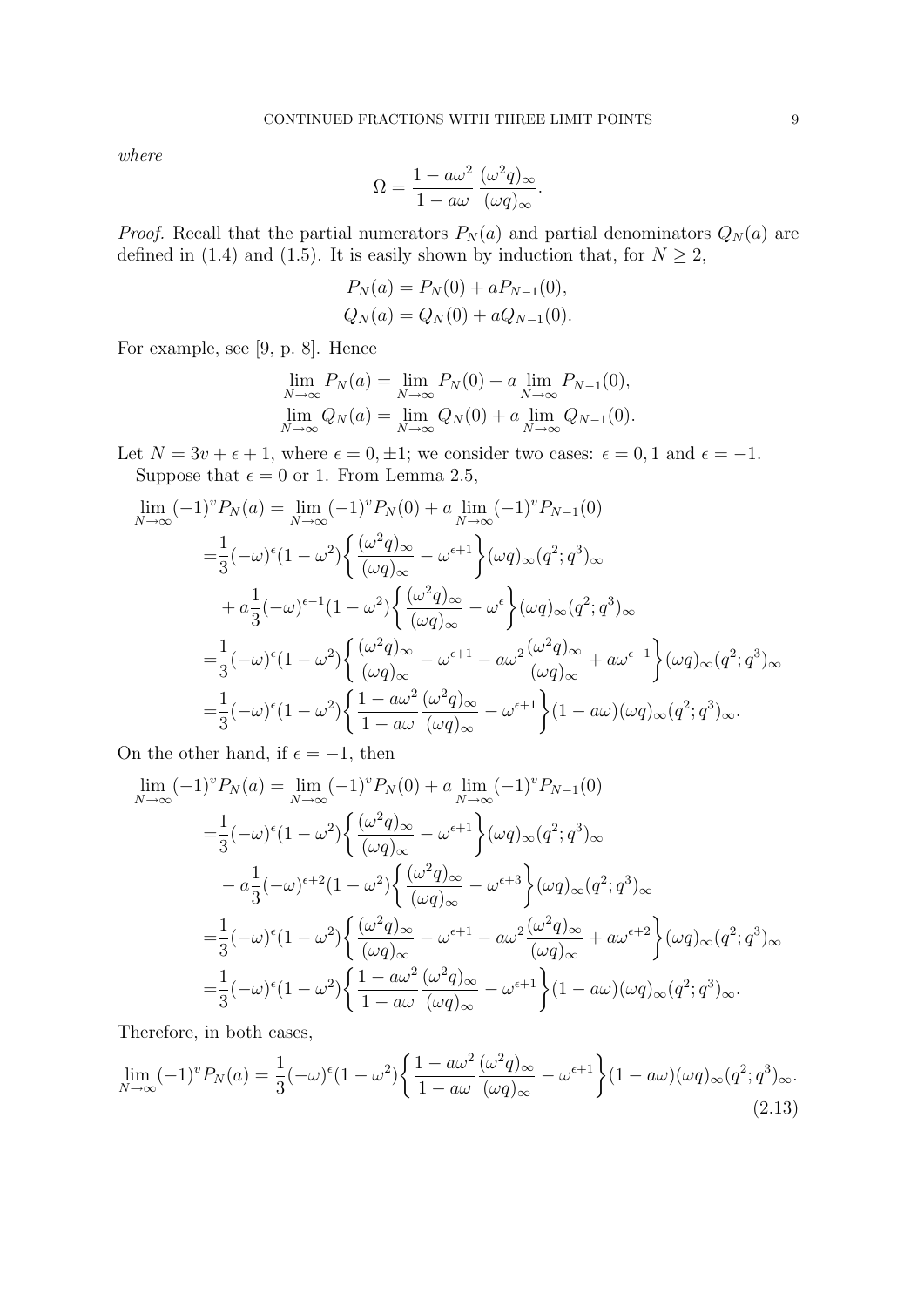*where*

$$\Omega = \frac{1-a\omega^2}{1-a\omega}\,\frac{(\omega^2 q)_\infty}{(\omega q)_\infty}.$$

*Proof.* Recall that the partial numerators $P_N(a)$ and partial denominators $Q_N(a)$ are defined in (1.4) and (1.5). It is easily shown by induction that, for $N \geq 2$,

$$\begin{aligned}
P_N(a) &= P_N(0) + aP_{N-1}(0),\\
Q_N(a) &= Q_N(0) + aQ_{N-1}(0).
\end{aligned}$$

For example, see [9, p. 8]. Hence

$$\begin{aligned}
\lim_{N\to\infty} P_N(a) &= \lim_{N\to\infty} P_N(0) + a\lim_{N\to\infty} P_{N-1}(0),\\
\lim_{N\to\infty} Q_N(a) &= \lim_{N\to\infty} Q_N(0) + a\lim_{N\to\infty} Q_{N-1}(0).
\end{aligned}$$

Let $N = 3v+\epsilon+1$, where $\epsilon = 0, \pm 1$; we consider two cases: $\epsilon = 0, 1$ and $\epsilon = -1$.

Suppose that $\epsilon = 0$ or 1. From Lemma 2.5,

$$\begin{aligned}
\lim_{N\to\infty}(-1)^v P_N(a) &= \lim_{N\to\infty}(-1)^v P_N(0) + a\lim_{N\to\infty}(-1)^v P_{N-1}(0)\\
&= \frac{1}{3}(-\omega)^\epsilon(1-\omega^2)\left\{\frac{(\omega^2 q)_\infty}{(\omega q)_\infty} - \omega^{\epsilon+1}\right\}(\omega q)_\infty (q^2;q^3)_\infty\\
&\quad + a\frac{1}{3}(-\omega)^{\epsilon-1}(1-\omega^2)\left\{\frac{(\omega^2 q)_\infty}{(\omega q)_\infty} - \omega^{\epsilon}\right\}(\omega q)_\infty (q^2;q^3)_\infty\\
&= \frac{1}{3}(-\omega)^\epsilon(1-\omega^2)\left\{\frac{(\omega^2 q)_\infty}{(\omega q)_\infty} - \omega^{\epsilon+1} - a\omega^2\frac{(\omega^2 q)_\infty}{(\omega q)_\infty} + a\omega^{\epsilon-1}\right\}(\omega q)_\infty (q^2;q^3)_\infty\\
&= \frac{1}{3}(-\omega)^\epsilon(1-\omega^2)\left\{\frac{1-a\omega^2}{1-a\omega}\,\frac{(\omega^2 q)_\infty}{(\omega q)_\infty} - \omega^{\epsilon+1}\right\}(1-a\omega)(\omega q)_\infty (q^2;q^3)_\infty.
\end{aligned}$$

On the other hand, if $\epsilon = -1$, then

$$\begin{aligned}
\lim_{N\to\infty}(-1)^v P_N(a) &= \lim_{N\to\infty}(-1)^v P_N(0) + a\lim_{N\to\infty}(-1)^v P_{N-1}(0)\\
&= \frac{1}{3}(-\omega)^\epsilon(1-\omega^2)\left\{\frac{(\omega^2 q)_\infty}{(\omega q)_\infty} - \omega^{\epsilon+1}\right\}(\omega q)_\infty (q^2;q^3)_\infty\\
&\quad - a\frac{1}{3}(-\omega)^{\epsilon+2}(1-\omega^2)\left\{\frac{(\omega^2 q)_\infty}{(\omega q)_\infty} - \omega^{\epsilon+3}\right\}(\omega q)_\infty (q^2;q^3)_\infty\\
&= \frac{1}{3}(-\omega)^\epsilon(1-\omega^2)\left\{\frac{(\omega^2 q)_\infty}{(\omega q)_\infty} - \omega^{\epsilon+1} - a\omega^2\frac{(\omega^2 q)_\infty}{(\omega q)_\infty} + a\omega^{\epsilon+2}\right\}(\omega q)_\infty (q^2;q^3)_\infty\\
&= \frac{1}{3}(-\omega)^\epsilon(1-\omega^2)\left\{\frac{1-a\omega^2}{1-a\omega}\,\frac{(\omega^2 q)_\infty}{(\omega q)_\infty} - \omega^{\epsilon+1}\right\}(1-a\omega)(\omega q)_\infty (q^2;q^3)_\infty.
\end{aligned}$$

Therefore, in both cases,

$$\lim_{N\to\infty}(-1)^v P_N(a) = \frac{1}{3}(-\omega)^\epsilon(1-\omega^2)\left\{\frac{1-a\omega^2}{1-a\omega}\,\frac{(\omega^2 q)_\infty}{(\omega q)_\infty} - \omega^{\epsilon+1}\right\}(1-a\omega)(\omega q)_\infty (q^2;q^3)_\infty. \tag{2.13}$$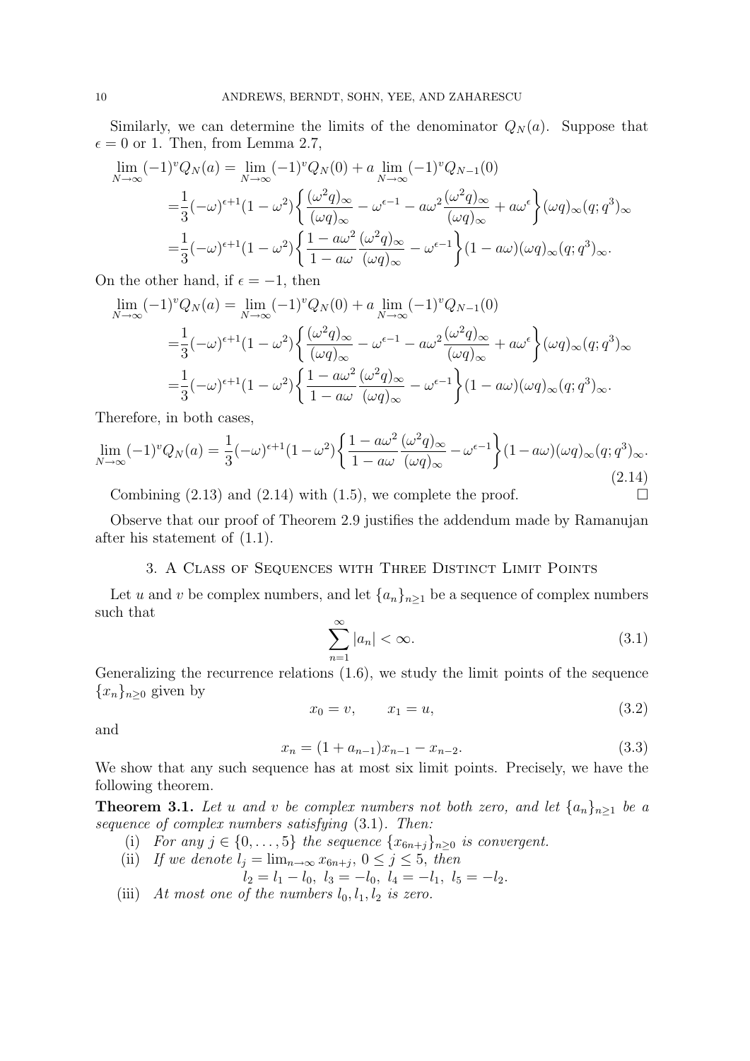Similarly, we can determine the limits of the denominator $Q_N(a)$. Suppose that $\epsilon = 0$ or 1. Then, from Lemma 2.7,

$$
\begin{aligned}
\lim_{N\to\infty}(-1)^v Q_N(a) &= \lim_{N\to\infty}(-1)^v Q_N(0) + a \lim_{N\to\infty}(-1)^v Q_{N-1}(0)\\
&=\frac{1}{3}(-\omega)^{\epsilon+1}(1-\omega^2)\left\{\frac{(\omega^2 q)_\infty}{(\omega q)_\infty} - \omega^{\epsilon-1} - a\omega^2\frac{(\omega^2 q)_\infty}{(\omega q)_\infty} + a\omega^{\epsilon}\right\}(\omega q)_\infty (q;q^3)_\infty\\
&=\frac{1}{3}(-\omega)^{\epsilon+1}(1-\omega^2)\left\{\frac{1-a\omega^2}{1-a\omega}\frac{(\omega^2 q)_\infty}{(\omega q)_\infty} - \omega^{\epsilon-1}\right\}(1-a\omega)(\omega q)_\infty (q;q^3)_\infty.
\end{aligned}
$$

On the other hand, if $\epsilon = -1$, then

$$
\begin{aligned}
\lim_{N\to\infty}(-1)^v Q_N(a) &= \lim_{N\to\infty}(-1)^v Q_N(0) + a \lim_{N\to\infty}(-1)^v Q_{N-1}(0)\\
&=\frac{1}{3}(-\omega)^{\epsilon+1}(1-\omega^2)\left\{\frac{(\omega^2 q)_\infty}{(\omega q)_\infty} - \omega^{\epsilon-1} - a\omega^2\frac{(\omega^2 q)_\infty}{(\omega q)_\infty} + a\omega^{\epsilon}\right\}(\omega q)_\infty (q;q^3)_\infty\\
&=\frac{1}{3}(-\omega)^{\epsilon+1}(1-\omega^2)\left\{\frac{1-a\omega^2}{1-a\omega}\frac{(\omega^2 q)_\infty}{(\omega q)_\infty} - \omega^{\epsilon-1}\right\}(1-a\omega)(\omega q)_\infty (q;q^3)_\infty.
\end{aligned}
$$

Therefore, in both cases,

$$
\lim_{N\to\infty}(-1)^v Q_N(a) = \frac{1}{3}(-\omega)^{\epsilon+1}(1-\omega^2)\left\{\frac{1-a\omega^2}{1-a\omega}\frac{(\omega^2 q)_\infty}{(\omega q)_\infty} - \omega^{\epsilon-1}\right\}(1-a\omega)(\omega q)_\infty (q;q^3)_\infty. \tag{2.14}
$$

Combining (2.13) and (2.14) with (1.5), we complete the proof. □

Observe that our proof of Theorem 2.9 justifies the addendum made by Ramanujan after his statement of (1.1).

## 3. A Class of Sequences with Three Distinct Limit Points

Let $u$ and $v$ be complex numbers, and let $\{a_n\}_{n\geq 1}$ be a sequence of complex numbers such that

$$
\sum_{n=1}^{\infty} |a_n| < \infty. \tag{3.1}
$$

Generalizing the recurrence relations (1.6), we study the limit points of the sequence $\{x_n\}_{n\geq 0}$ given by

$$
x_0 = v, \qquad x_1 = u, \tag{3.2}
$$

and

$$
x_n = (1 + a_{n-1})x_{n-1} - x_{n-2}. \tag{3.3}
$$

We show that any such sequence has at most six limit points. Precisely, we have the following theorem.

**Theorem 3.1.** *Let $u$ and $v$ be complex numbers not both zero, and let $\{a_n\}_{n\geq 1}$ be a sequence of complex numbers satisfying* (3.1). *Then:*

(i) *For any $j \in \{0, \ldots, 5\}$ the sequence $\{x_{6n+j}\}_{n\geq 0}$ is convergent.*

(ii) *If we denote $l_j = \lim_{n\to\infty} x_{6n+j}$, $0 \leq j \leq 5$, then*
$$l_2 = l_1 - l_0,\ l_3 = -l_0,\ l_4 = -l_1,\ l_5 = -l_2.$$

(iii) *At most one of the numbers $l_0, l_1, l_2$ is zero.*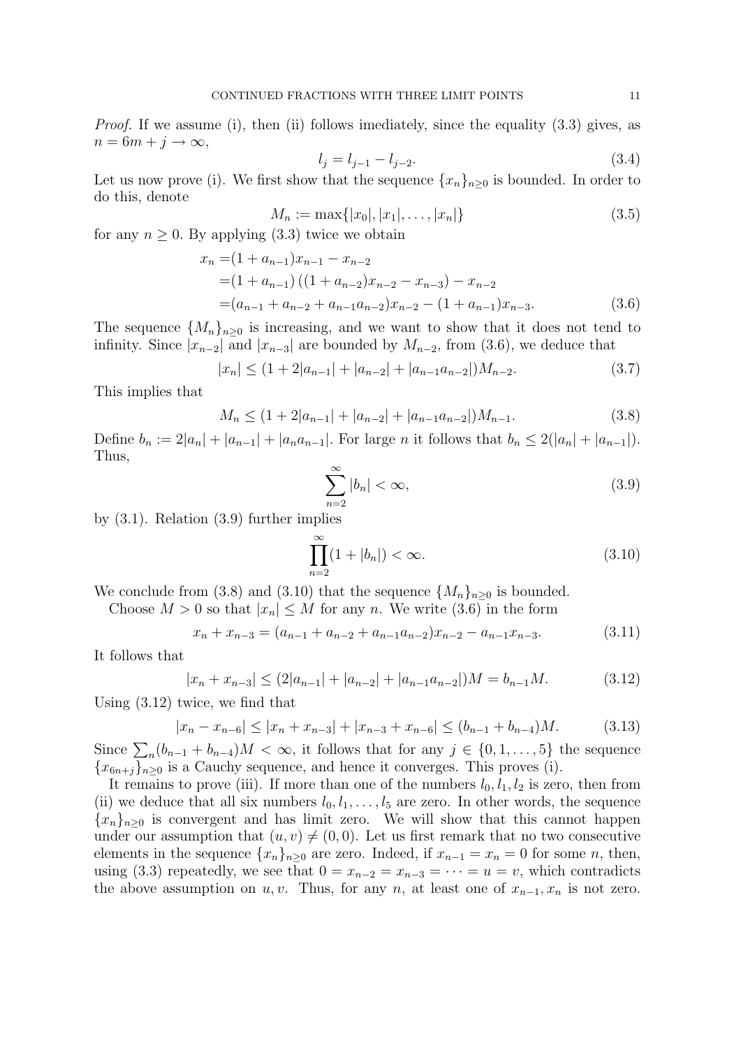*Proof.* If we assume (i), then (ii) follows imediately, since the equality (3.3) gives, as $n = 6m + j \to \infty$,

$$l_j = l_{j-1} - l_{j-2}. \tag{3.4}$$

Let us now prove (i). We first show that the sequence $\{x_n\}_{n\geq 0}$ is bounded. In order to do this, denote

$$M_n := \max\{|x_0|, |x_1|, \dots, |x_n|\} \tag{3.5}$$

for any $n \geq 0$. By applying (3.3) twice we obtain

$$\begin{aligned}
x_n =&(1 + a_{n-1})x_{n-1} - x_{n-2} \\
=&(1 + a_{n-1})\left((1 + a_{n-2})x_{n-2} - x_{n-3}\right) - x_{n-2} \\
=&(a_{n-1} + a_{n-2} + a_{n-1}a_{n-2})x_{n-2} - (1 + a_{n-1})x_{n-3}.
\end{aligned} \tag{3.6}$$

The sequence $\{M_n\}_{n\geq 0}$ is increasing, and we want to show that it does not tend to infinity. Since $|x_{n-2}|$ and $|x_{n-3}|$ are bounded by $M_{n-2}$, from (3.6), we deduce that

$$|x_n| \leq (1 + 2|a_{n-1}| + |a_{n-2}| + |a_{n-1}a_{n-2}|)M_{n-2}. \tag{3.7}$$

This implies that

$$M_n \leq (1 + 2|a_{n-1}| + |a_{n-2}| + |a_{n-1}a_{n-2}|)M_{n-1}. \tag{3.8}$$

Define $b_n := 2|a_n| + |a_{n-1}| + |a_n a_{n-1}|$. For large $n$ it follows that $b_n \leq 2(|a_n| + |a_{n-1}|)$. Thus,

$$\sum_{n=2}^{\infty} |b_n| < \infty, \tag{3.9}$$

by (3.1). Relation (3.9) further implies

$$\prod_{n=2}^{\infty}(1 + |b_n|) < \infty. \tag{3.10}$$

We conclude from (3.8) and (3.10) that the sequence $\{M_n\}_{n\geq 0}$ is bounded.

Choose $M > 0$ so that $|x_n| \leq M$ for any $n$. We write (3.6) in the form

$$x_n + x_{n-3} = (a_{n-1} + a_{n-2} + a_{n-1}a_{n-2})x_{n-2} - a_{n-1}x_{n-3}. \tag{3.11}$$

It follows that

$$|x_n + x_{n-3}| \leq (2|a_{n-1}| + |a_{n-2}| + |a_{n-1}a_{n-2}|)M = b_{n-1}M. \tag{3.12}$$

Using (3.12) twice, we find that

$$|x_n - x_{n-6}| \leq |x_n + x_{n-3}| + |x_{n-3} + x_{n-6}| \leq (b_{n-1} + b_{n-4})M. \tag{3.13}$$

Since $\sum_n (b_{n-1} + b_{n-4})M < \infty$, it follows that for any $j \in \{0, 1, \dots, 5\}$ the sequence $\{x_{6n+j}\}_{n\geq 0}$ is a Cauchy sequence, and hence it converges. This proves (i).

It remains to prove (iii). If more than one of the numbers $l_0, l_1, l_2$ is zero, then from (ii) we deduce that all six numbers $l_0, l_1, \dots, l_5$ are zero. In other words, the sequence $\{x_n\}_{n\geq 0}$ is convergent and has limit zero. We will show that this cannot happen under our assumption that $(u, v) \neq (0, 0)$. Let us first remark that no two consecutive elements in the sequence $\{x_n\}_{n\geq 0}$ are zero. Indeed, if $x_{n-1} = x_n = 0$ for some $n$, then, using (3.3) repeatedly, we see that $0 = x_{n-2} = x_{n-3} = \dots = u = v$, which contradicts the above assumption on $u, v$. Thus, for any $n$, at least one of $x_{n-1}, x_n$ is not zero.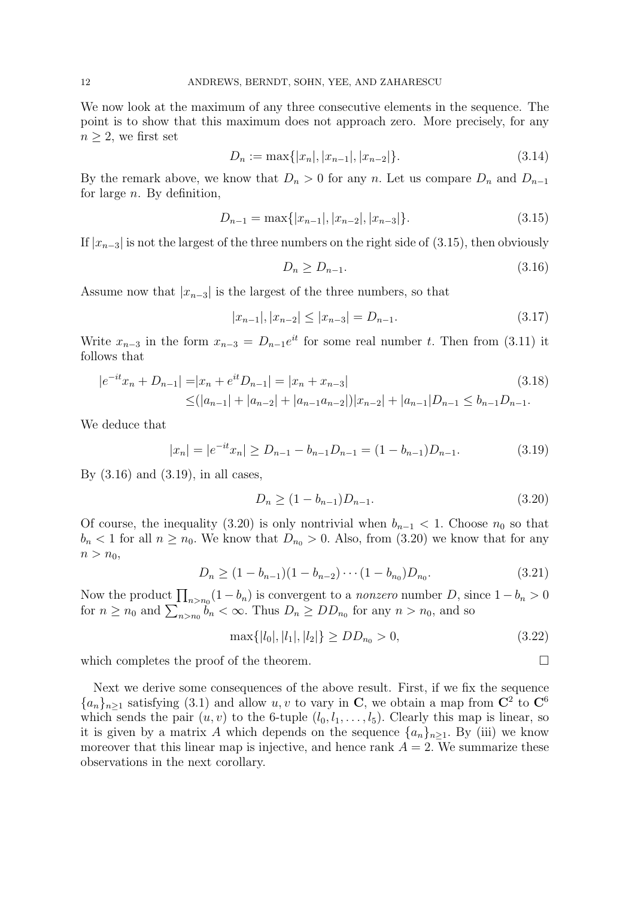We now look at the maximum of any three consecutive elements in the sequence. The point is to show that this maximum does not approach zero. More precisely, for any $n \geq 2$, we first set

$$D_n := \max\{|x_n|, |x_{n-1}|, |x_{n-2}|\}. \tag{3.14}$$

By the remark above, we know that $D_n > 0$ for any $n$. Let us compare $D_n$ and $D_{n-1}$ for large $n$. By definition,

$$D_{n-1} = \max\{|x_{n-1}|, |x_{n-2}|, |x_{n-3}|\}. \tag{3.15}$$

If $|x_{n-3}|$ is not the largest of the three numbers on the right side of (3.15), then obviously

$$D_n \geq D_{n-1}. \tag{3.16}$$

Assume now that $|x_{n-3}|$ is the largest of the three numbers, so that

$$|x_{n-1}|, |x_{n-2}| \leq |x_{n-3}| = D_{n-1}. \tag{3.17}$$

Write $x_{n-3}$ in the form $x_{n-3} = D_{n-1}e^{it}$ for some real number $t$. Then from (3.11) it follows that

$$\begin{aligned}
|e^{-it}x_n + D_{n-1}| &= |x_n + e^{it}D_{n-1}| = |x_n + x_{n-3}| \\
&\leq (|a_{n-1}| + |a_{n-2}| + |a_{n-1}a_{n-2}|)|x_{n-2}| + |a_{n-1}|D_{n-1} \leq b_{n-1}D_{n-1}.
\end{aligned} \tag{3.18}$$

We deduce that

$$|x_n| = |e^{-it}x_n| \geq D_{n-1} - b_{n-1}D_{n-1} = (1 - b_{n-1})D_{n-1}. \tag{3.19}$$

By (3.16) and (3.19), in all cases,

$$D_n \geq (1 - b_{n-1})D_{n-1}. \tag{3.20}$$

Of course, the inequality (3.20) is only nontrivial when $b_{n-1} < 1$. Choose $n_0$ so that $b_n < 1$ for all $n \geq n_0$. We know that $D_{n_0} > 0$. Also, from (3.20) we know that for any $n > n_0$,

$$D_n \geq (1 - b_{n-1})(1 - b_{n-2}) \cdots (1 - b_{n_0})D_{n_0}. \tag{3.21}$$

Now the product $\prod_{n > n_0}(1 - b_n)$ is convergent to a *nonzero* number $D$, since $1 - b_n > 0$ for $n \geq n_0$ and $\sum_{n > n_0} b_n < \infty$. Thus $D_n \geq DD_{n_0}$ for any $n > n_0$, and so

$$\max\{|l_0|, |l_1|, |l_2|\} \geq DD_{n_0} > 0, \tag{3.22}$$

which completes the proof of the theorem. □

Next we derive some consequences of the above result. First, if we fix the sequence $\{a_n\}_{n \geq 1}$ satisfying (3.1) and allow $u, v$ to vary in $\mathbf{C}$, we obtain a map from $\mathbf{C}^2$ to $\mathbf{C}^6$ which sends the pair $(u, v)$ to the 6-tuple $(l_0, l_1, \ldots, l_5)$. Clearly this map is linear, so it is given by a matrix $A$ which depends on the sequence $\{a_n\}_{n \geq 1}$. By (iii) we know moreover that this linear map is injective, and hence rank $A = 2$. We summarize these observations in the next corollary.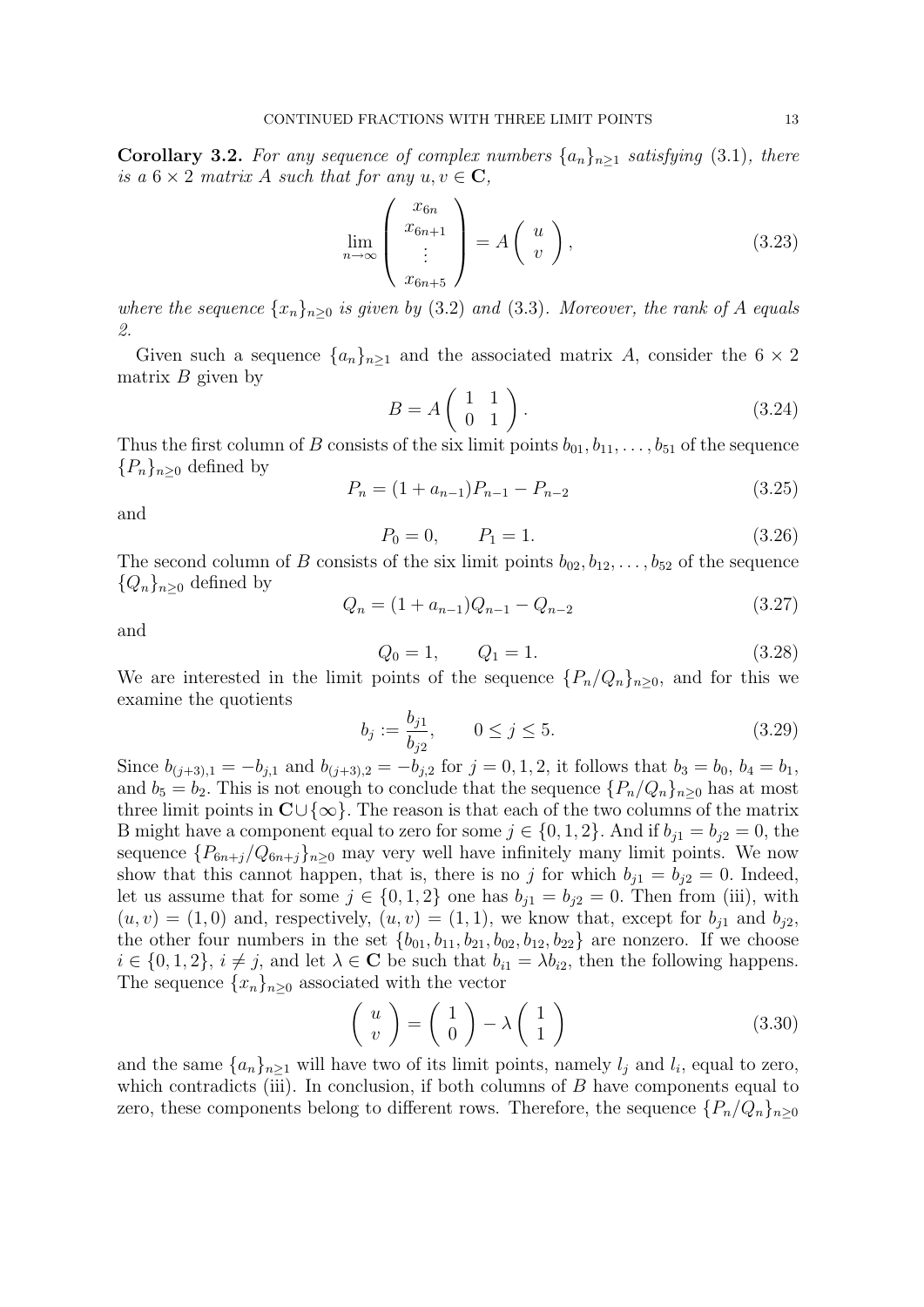**Corollary 3.2.** *For any sequence of complex numbers $\{a_n\}_{n\geq 1}$ satisfying* (3.1)*, there is a $6\times 2$ matrix $A$ such that for any $u, v \in \mathbf{C}$,*

$$\lim_{n\to\infty} \begin{pmatrix} x_{6n} \\ x_{6n+1} \\ \vdots \\ x_{6n+5} \end{pmatrix} = A \begin{pmatrix} u \\ v \end{pmatrix}, \tag{3.23}$$

*where the sequence $\{x_n\}_{n\geq 0}$ is given by* (3.2) *and* (3.3)*. Moreover, the rank of $A$ equals 2.*

Given such a sequence $\{a_n\}_{n\geq 1}$ and the associated matrix $A$, consider the $6\times 2$ matrix $B$ given by

$$B = A \begin{pmatrix} 1 & 1 \\ 0 & 1 \end{pmatrix}. \tag{3.24}$$

Thus the first column of $B$ consists of the six limit points $b_{01}, b_{11}, \ldots, b_{51}$ of the sequence $\{P_n\}_{n\geq 0}$ defined by

$$P_n = (1 + a_{n-1})P_{n-1} - P_{n-2} \tag{3.25}$$

and

$$P_0 = 0, \qquad P_1 = 1. \tag{3.26}$$

The second column of $B$ consists of the six limit points $b_{02}, b_{12}, \ldots, b_{52}$ of the sequence $\{Q_n\}_{n\geq 0}$ defined by

$$Q_n = (1 + a_{n-1})Q_{n-1} - Q_{n-2} \tag{3.27}$$

and

$$Q_0 = 1, \qquad Q_1 = 1. \tag{3.28}$$

We are interested in the limit points of the sequence $\{P_n/Q_n\}_{n\geq 0}$, and for this we examine the quotients

$$b_j := \frac{b_{j1}}{b_{j2}}, \qquad 0 \leq j \leq 5. \tag{3.29}$$

Since $b_{(j+3),1} = -b_{j,1}$ and $b_{(j+3),2} = -b_{j,2}$ for $j = 0, 1, 2$, it follows that $b_3 = b_0$, $b_4 = b_1$, and $b_5 = b_2$. This is not enough to conclude that the sequence $\{P_n/Q_n\}_{n\geq 0}$ has at most three limit points in $\mathbf{C}\cup\{\infty\}$. The reason is that each of the two columns of the matrix B might have a component equal to zero for some $j \in \{0, 1, 2\}$. And if $b_{j1} = b_{j2} = 0$, the sequence $\{P_{6n+j}/Q_{6n+j}\}_{n\geq 0}$ may very well have infinitely many limit points. We now show that this cannot happen, that is, there is no $j$ for which $b_{j1} = b_{j2} = 0$. Indeed, let us assume that for some $j \in \{0, 1, 2\}$ one has $b_{j1} = b_{j2} = 0$. Then from (iii), with $(u, v) = (1, 0)$ and, respectively, $(u, v) = (1, 1)$, we know that, except for $b_{j1}$ and $b_{j2}$, the other four numbers in the set $\{b_{01}, b_{11}, b_{21}, b_{02}, b_{12}, b_{22}\}$ are nonzero. If we choose $i \in \{0, 1, 2\}$, $i \neq j$, and let $\lambda \in \mathbf{C}$ be such that $b_{i1} = \lambda b_{i2}$, then the following happens. The sequence $\{x_n\}_{n\geq 0}$ associated with the vector

$$\begin{pmatrix} u \\ v \end{pmatrix} = \begin{pmatrix} 1 \\ 0 \end{pmatrix} - \lambda \begin{pmatrix} 1 \\ 1 \end{pmatrix} \tag{3.30}$$

and the same $\{a_n\}_{n\geq 1}$ will have two of its limit points, namely $l_j$ and $l_i$, equal to zero, which contradicts (iii). In conclusion, if both columns of $B$ have components equal to zero, these components belong to different rows. Therefore, the sequence $\{P_n/Q_n\}_{n\geq 0}$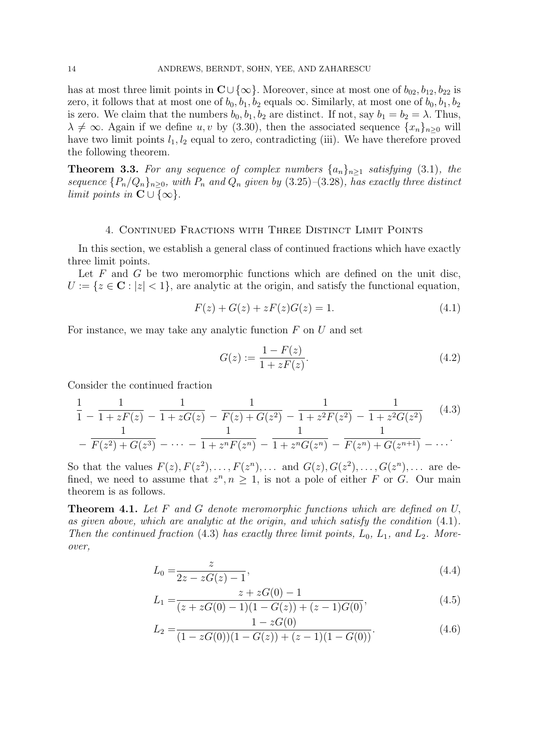has at most three limit points in $\mathbf{C}\cup\{\infty\}$. Moreover, since at most one of $b_{02}, b_{12}, b_{22}$ is zero, it follows that at most one of $b_0, b_1, b_2$ equals $\infty$. Similarly, at most one of $b_0, b_1, b_2$ is zero. We claim that the numbers $b_0, b_1, b_2$ are distinct. If not, say $b_1 = b_2 = \lambda$. Thus, $\lambda \neq \infty$. Again if we define $u, v$ by (3.30), then the associated sequence $\{x_n\}_{n\geq 0}$ will have two limit points $l_1, l_2$ equal to zero, contradicting (iii). We have therefore proved the following theorem.

**Theorem 3.3.** *For any sequence of complex numbers $\{a_n\}_{n\geq 1}$ satisfying* (3.1)*, the sequence $\{P_n/Q_n\}_{n\geq 0}$, with $P_n$ and $Q_n$ given by* (3.25)–(3.28)*, has exactly three distinct limit points in $\mathbf{C}\cup\{\infty\}$.*

## 4. Continued Fractions with Three Distinct Limit Points

In this section, we establish a general class of continued fractions which have exactly three limit points.

Let $F$ and $G$ be two meromorphic functions which are defined on the unit disc, $U := \{z \in \mathbf{C} : |z| < 1\}$, are analytic at the origin, and satisfy the functional equation,

$$F(z) + G(z) + zF(z)G(z) = 1. \tag{4.1}$$

For instance, we may take any analytic function $F$ on $U$ and set

$$G(z) := \frac{1 - F(z)}{1 + zF(z)}. \tag{4.2}$$

Consider the continued fraction

$$\begin{aligned}
&\frac{1}{1} - \frac{1}{1 + zF(z)} - \frac{1}{1 + zG(z)} - \frac{1}{F(z) + G(z^2)} - \frac{1}{1 + z^2F(z^2)} - \frac{1}{1 + z^2G(z^2)} \\
&- \frac{1}{F(z^2) + G(z^3)} - \cdots - \frac{1}{1 + z^nF(z^n)} - \frac{1}{1 + z^nG(z^n)} - \frac{1}{F(z^n) + G(z^{n+1})} - \cdots.
\end{aligned} \tag{4.3}$$

So that the values $F(z), F(z^2), \ldots, F(z^n), \ldots$ and $G(z), G(z^2), \ldots, G(z^n), \ldots$ are defined, we need to assume that $z^n, n \geq 1$, is not a pole of either $F$ or $G$. Our main theorem is as follows.

**Theorem 4.1.** *Let $F$ and $G$ denote meromorphic functions which are defined on $U$, as given above, which are analytic at the origin, and which satisfy the condition* (4.1)*. Then the continued fraction* (4.3) *has exactly three limit points, $L_0$, $L_1$, and $L_2$. Moreover,*

$$L_0 = \frac{z}{2z - zG(z) - 1}, \tag{4.4}$$

$$L_1 = \frac{z + zG(0) - 1}{(z + zG(0) - 1)(1 - G(z)) + (z - 1)G(0)}, \tag{4.5}$$

$$L_2 = \frac{1 - zG(0)}{(1 - zG(0))(1 - G(z)) + (z - 1)(1 - G(0))}. \tag{4.6}$$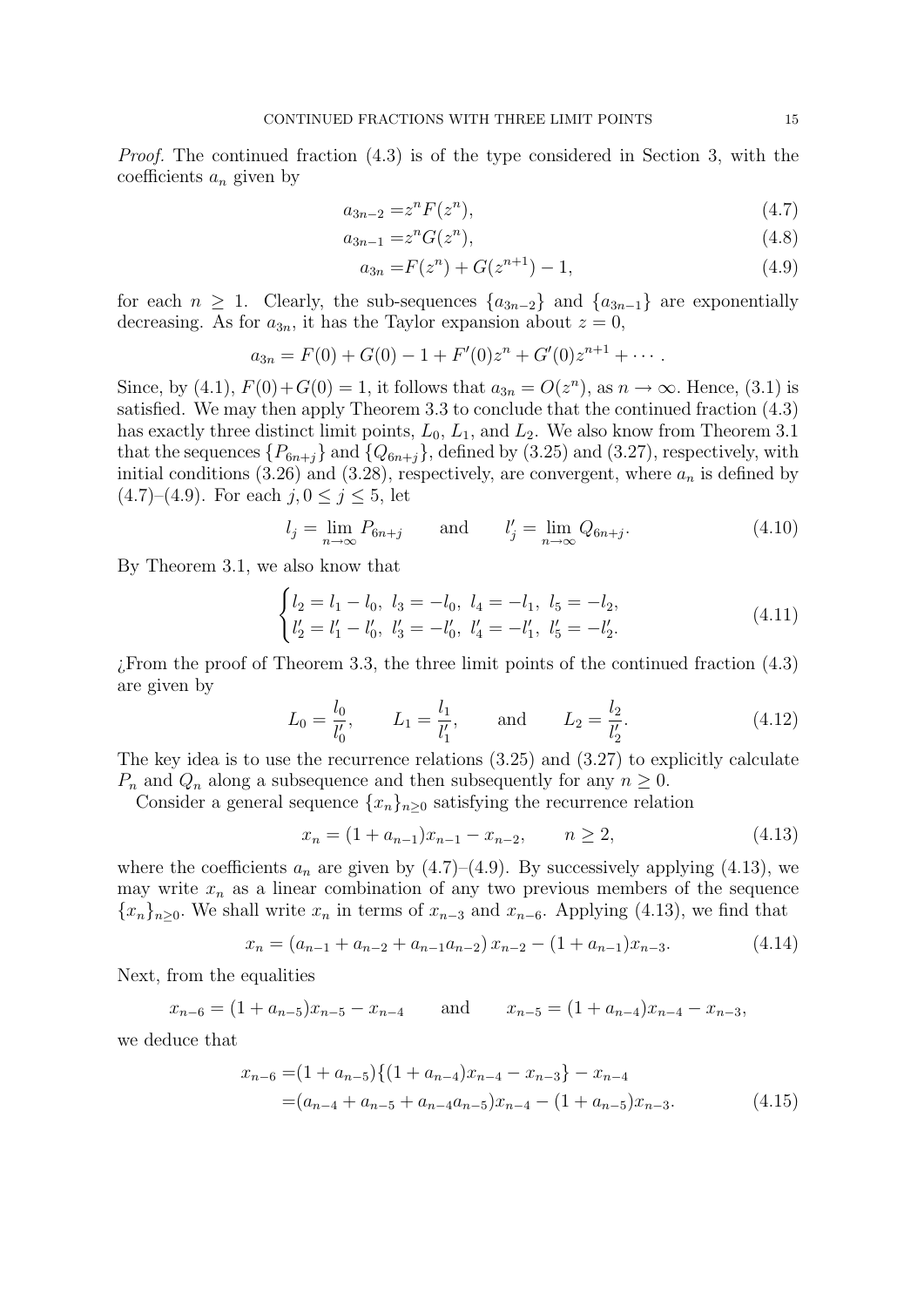*Proof.* The continued fraction (4.3) is of the type considered in Section 3, with the coefficients $a_n$ given by

$$a_{3n-2} = z^n F(z^n), \tag{4.7}$$

$$a_{3n-1} = z^n G(z^n), \tag{4.8}$$

$$a_{3n} = F(z^n) + G(z^{n+1}) - 1, \tag{4.9}$$

for each $n \geq 1$. Clearly, the sub-sequences $\{a_{3n-2}\}$ and $\{a_{3n-1}\}$ are exponentially decreasing. As for $a_{3n}$, it has the Taylor expansion about $z = 0$,

$$a_{3n} = F(0) + G(0) - 1 + F'(0)z^n + G'(0)z^{n+1} + \cdots .$$

Since, by (4.1), $F(0)+G(0) = 1$, it follows that $a_{3n} = O(z^n)$, as $n \to \infty$. Hence, (3.1) is satisfied. We may then apply Theorem 3.3 to conclude that the continued fraction (4.3) has exactly three distinct limit points, $L_0$, $L_1$, and $L_2$. We also know from Theorem 3.1 that the sequences $\{P_{6n+j}\}$ and $\{Q_{6n+j}\}$, defined by (3.25) and (3.27), respectively, with initial conditions (3.26) and (3.28), respectively, are convergent, where $a_n$ is defined by (4.7)–(4.9). For each $j, 0 \leq j \leq 5$, let

$$l_j = \lim_{n\to\infty} P_{6n+j} \qquad \text{and} \qquad l'_j = \lim_{n\to\infty} Q_{6n+j}. \tag{4.10}$$

By Theorem 3.1, we also know that

$$\begin{cases} l_2 = l_1 - l_0,\ l_3 = -l_0,\ l_4 = -l_1,\ l_5 = -l_2, \\ l'_2 = l'_1 - l'_0,\ l'_3 = -l'_0,\ l'_4 = -l'_1,\ l'_5 = -l'_2. \end{cases} \tag{4.11}$$

¿From the proof of Theorem 3.3, the three limit points of the continued fraction (4.3) are given by

$$L_0 = \frac{l_0}{l'_0}, \qquad L_1 = \frac{l_1}{l'_1}, \qquad \text{and} \qquad L_2 = \frac{l_2}{l'_2}. \tag{4.12}$$

The key idea is to use the recurrence relations (3.25) and (3.27) to explicitly calculate $P_n$ and $Q_n$ along a subsequence and then subsequently for any $n \geq 0$.

Consider a general sequence $\{x_n\}_{n\geq 0}$ satisfying the recurrence relation

$$x_n = (1 + a_{n-1})x_{n-1} - x_{n-2}, \qquad n \geq 2, \tag{4.13}$$

where the coefficients $a_n$ are given by (4.7)–(4.9). By successively applying (4.13), we may write $x_n$ as a linear combination of any two previous members of the sequence $\{x_n\}_{n\geq 0}$. We shall write $x_n$ in terms of $x_{n-3}$ and $x_{n-6}$. Applying (4.13), we find that

$$x_n = (a_{n-1} + a_{n-2} + a_{n-1}a_{n-2})\, x_{n-2} - (1 + a_{n-1})x_{n-3}. \tag{4.14}$$

Next, from the equalities

$$x_{n-6} = (1 + a_{n-5})x_{n-5} - x_{n-4} \qquad \text{and} \qquad x_{n-5} = (1 + a_{n-4})x_{n-4} - x_{n-3},$$

we deduce that

$$\begin{aligned} x_{n-6} &= (1 + a_{n-5})\{(1 + a_{n-4})x_{n-4} - x_{n-3}\} - x_{n-4} \\ &= (a_{n-4} + a_{n-5} + a_{n-4}a_{n-5})x_{n-4} - (1 + a_{n-5})x_{n-3}. \end{aligned} \tag{4.15}$$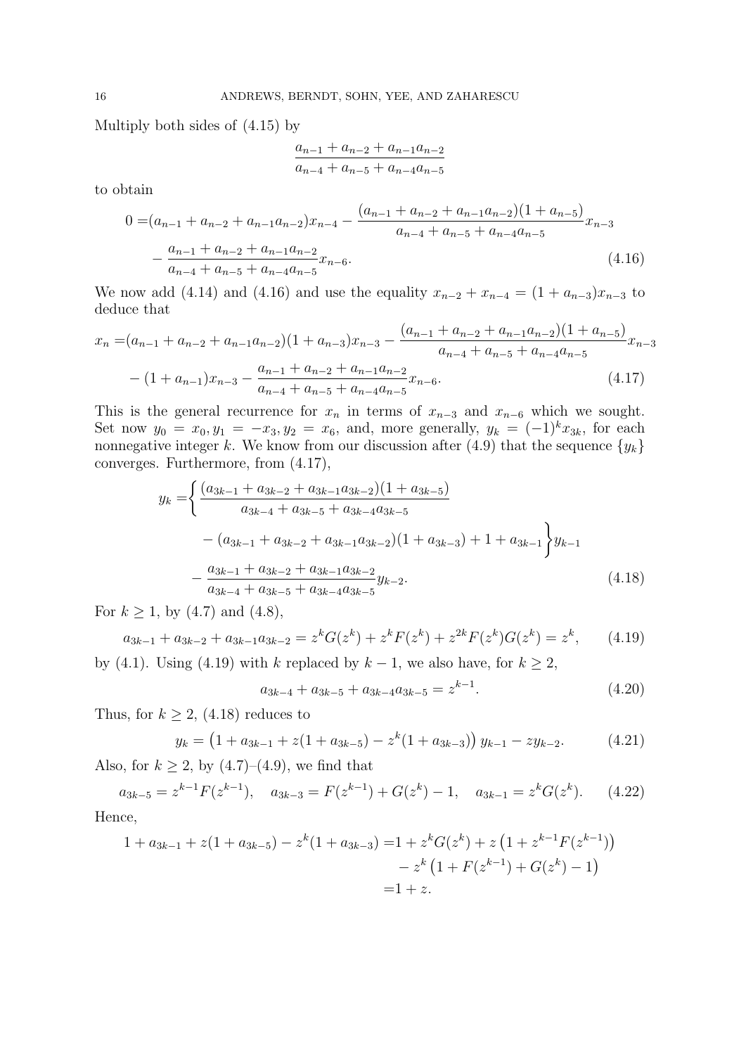Multiply both sides of (4.15) by

$$\frac{a_{n-1}+a_{n-2}+a_{n-1}a_{n-2}}{a_{n-4}+a_{n-5}+a_{n-4}a_{n-5}}$$

to obtain

$$\begin{aligned}0 =&(a_{n-1}+a_{n-2}+a_{n-1}a_{n-2})x_{n-4} - \frac{(a_{n-1}+a_{n-2}+a_{n-1}a_{n-2})(1+a_{n-5})}{a_{n-4}+a_{n-5}+a_{n-4}a_{n-5}}x_{n-3}\\ &- \frac{a_{n-1}+a_{n-2}+a_{n-1}a_{n-2}}{a_{n-4}+a_{n-5}+a_{n-4}a_{n-5}}x_{n-6}.\end{aligned}\tag{4.16}$$

We now add (4.14) and (4.16) and use the equality $x_{n-2}+x_{n-4}=(1+a_{n-3})x_{n-3}$ to deduce that

$$\begin{aligned}x_n =&(a_{n-1}+a_{n-2}+a_{n-1}a_{n-2})(1+a_{n-3})x_{n-3} - \frac{(a_{n-1}+a_{n-2}+a_{n-1}a_{n-2})(1+a_{n-5})}{a_{n-4}+a_{n-5}+a_{n-4}a_{n-5}}x_{n-3}\\ &-(1+a_{n-1})x_{n-3} - \frac{a_{n-1}+a_{n-2}+a_{n-1}a_{n-2}}{a_{n-4}+a_{n-5}+a_{n-4}a_{n-5}}x_{n-6}.\end{aligned}\tag{4.17}$$

This is the general recurrence for $x_n$ in terms of $x_{n-3}$ and $x_{n-6}$ which we sought. Set now $y_0=x_0, y_1=-x_3, y_2=x_6$, and, more generally, $y_k=(-1)^k x_{3k}$, for each nonnegative integer $k$. We know from our discussion after (4.9) that the sequence $\{y_k\}$ converges. Furthermore, from (4.17),

$$\begin{aligned}y_k =&\left\{\frac{(a_{3k-1}+a_{3k-2}+a_{3k-1}a_{3k-2})(1+a_{3k-5})}{a_{3k-4}+a_{3k-5}+a_{3k-4}a_{3k-5}}\right.\\ &\qquad \left. -(a_{3k-1}+a_{3k-2}+a_{3k-1}a_{3k-2})(1+a_{3k-3})+1+a_{3k-1}\right\}y_{k-1}\\ &-\frac{a_{3k-1}+a_{3k-2}+a_{3k-1}a_{3k-2}}{a_{3k-4}+a_{3k-5}+a_{3k-4}a_{3k-5}}y_{k-2}.\end{aligned}\tag{4.18}$$

For $k\geq 1$, by (4.7) and (4.8),

$$a_{3k-1}+a_{3k-2}+a_{3k-1}a_{3k-2}=z^kG(z^k)+z^kF(z^k)+z^{2k}F(z^k)G(z^k)=z^k,\tag{4.19}$$

by (4.1). Using (4.19) with $k$ replaced by $k-1$, we also have, for $k\geq 2$,

$$a_{3k-4}+a_{3k-5}+a_{3k-4}a_{3k-5}=z^{k-1}.\tag{4.20}$$

Thus, for $k\geq 2$, (4.18) reduces to

$$y_k=\left(1+a_{3k-1}+z(1+a_{3k-5})-z^k(1+a_{3k-3})\right)y_{k-1}-zy_{k-2}.\tag{4.21}$$

Also, for $k\geq 2$, by (4.7)–(4.9), we find that

$$a_{3k-5}=z^{k-1}F(z^{k-1}),\quad a_{3k-3}=F(z^{k-1})+G(z^k)-1,\quad a_{3k-1}=z^kG(z^k).\tag{4.22}$$

Hence,

$$\begin{aligned}1+a_{3k-1}+z(1+a_{3k-5})-z^k(1+a_{3k-3}) =&1+z^kG(z^k)+z\left(1+z^{k-1}F(z^{k-1})\right)\\ &-z^k\left(1+F(z^{k-1})+G(z^k)-1\right)\\ =&1+z.\end{aligned}$$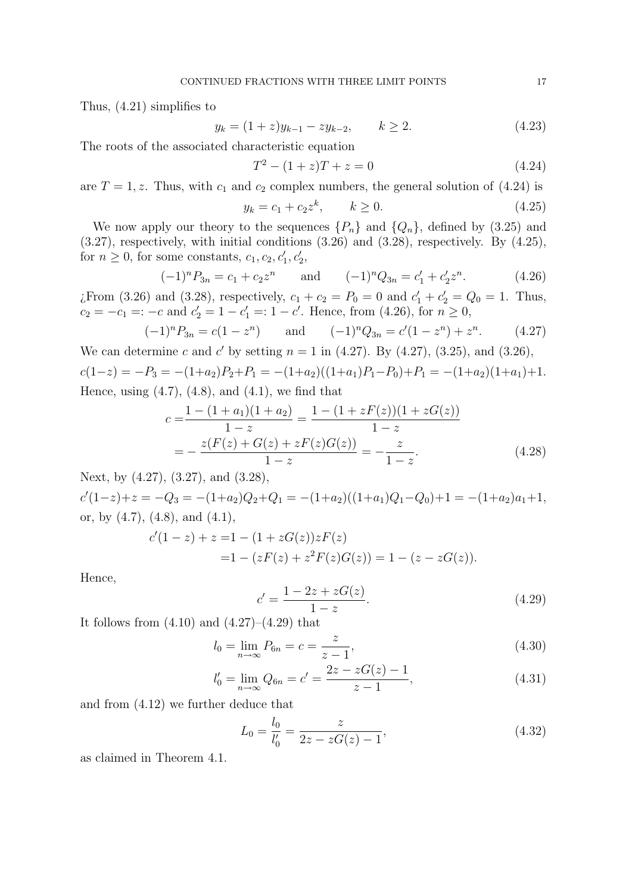Thus, (4.21) simplifies to

$$y_k = (1+z)y_{k-1} - zy_{k-2}, \qquad k \geq 2. \tag{4.23}$$

The roots of the associated characteristic equation

$$T^2 - (1+z)T + z = 0 \tag{4.24}$$

are $T = 1, z$. Thus, with $c_1$ and $c_2$ complex numbers, the general solution of (4.24) is

$$y_k = c_1 + c_2 z^k, \qquad k \geq 0. \tag{4.25}$$

We now apply our theory to the sequences $\{P_n\}$ and $\{Q_n\}$, defined by (3.25) and (3.27), respectively, with initial conditions (3.26) and (3.28), respectively. By (4.25), for $n \geq 0$, for some constants, $c_1, c_2, c_1', c_2'$,

$$(-1)^n P_{3n} = c_1 + c_2 z^n \qquad \text{and} \qquad (-1)^n Q_{3n} = c_1' + c_2' z^n. \tag{4.26}$$

¿From (3.26) and (3.28), respectively, $c_1 + c_2 = P_0 = 0$ and $c_1' + c_2' = Q_0 = 1$. Thus, $c_2 = -c_1 =: -c$ and $c_2' = 1 - c_1' =: 1 - c'$. Hence, from (4.26), for $n \geq 0$,

$$(-1)^n P_{3n} = c(1 - z^n) \qquad \text{and} \qquad (-1)^n Q_{3n} = c'(1 - z^n) + z^n. \tag{4.27}$$

We can determine $c$ and $c'$ by setting $n = 1$ in (4.27). By (4.27), (3.25), and (3.26),

$$c(1-z) = -P_3 = -(1+a_2)P_2 + P_1 = -(1+a_2)((1+a_1)P_1 - P_0) + P_1 = -(1+a_2)(1+a_1) + 1.$$

Hence, using (4.7), (4.8), and (4.1), we find that

$$\begin{aligned} c =& \frac{1-(1+a_1)(1+a_2)}{1-z} = \frac{1-(1+zF(z))(1+zG(z))}{1-z} \\ =& -\frac{z(F(z)+G(z)+zF(z)G(z))}{1-z} = -\frac{z}{1-z}. \end{aligned} \tag{4.28}$$

Next, by (4.27), (3.27), and (3.28),

$$c'(1-z)+z = -Q_3 = -(1+a_2)Q_2 + Q_1 = -(1+a_2)((1+a_1)Q_1 - Q_0) + 1 = -(1+a_2)a_1 + 1,$$

or, by (4.7), (4.8), and (4.1),

$$\begin{aligned} c'(1-z) + z =& 1 - (1+zG(z))zF(z) \\ =& 1 - (zF(z) + z^2F(z)G(z)) = 1 - (z - zG(z)). \end{aligned}$$

Hence,

$$c' = \frac{1 - 2z + zG(z)}{1-z}. \tag{4.29}$$

It follows from (4.10) and (4.27)–(4.29) that

$$l_0 = \lim_{n\to\infty} P_{6n} = c = \frac{z}{z-1}, \tag{4.30}$$

$$l_0' = \lim_{n\to\infty} Q_{6n} = c' = \frac{2z - zG(z) - 1}{z-1}, \tag{4.31}$$

and from (4.12) we further deduce that

$$L_0 = \frac{l_0}{l_0'} = \frac{z}{2z - zG(z) - 1}, \tag{4.32}$$

as claimed in Theorem 4.1.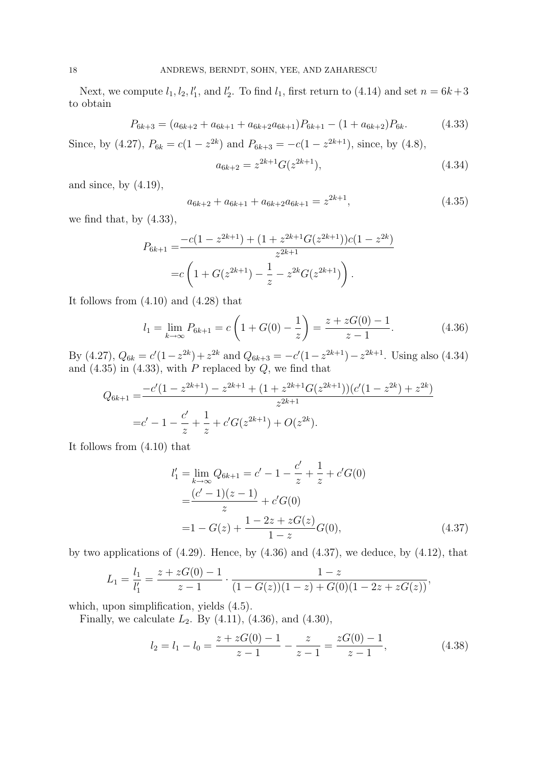Next, we compute $l_1, l_2, l_1'$, and $l_2'$. To find $l_1$, first return to (4.14) and set $n = 6k+3$ to obtain

$$P_{6k+3} = (a_{6k+2} + a_{6k+1} + a_{6k+2}a_{6k+1})P_{6k+1} - (1 + a_{6k+2})P_{6k}. \tag{4.33}$$

Since, by (4.27), $P_{6k} = c(1 - z^{2k})$ and $P_{6k+3} = -c(1 - z^{2k+1})$, since, by (4.8),

$$a_{6k+2} = z^{2k+1}G(z^{2k+1}), \tag{4.34}$$

and since, by (4.19),

$$a_{6k+2} + a_{6k+1} + a_{6k+2}a_{6k+1} = z^{2k+1}, \tag{4.35}$$

we find that, by (4.33),

$$\begin{aligned}
P_{6k+1} =& \frac{-c(1 - z^{2k+1}) + (1 + z^{2k+1}G(z^{2k+1}))c(1 - z^{2k})}{z^{2k+1}} \\
=& c\left(1 + G(z^{2k+1}) - \frac{1}{z} - z^{2k}G(z^{2k+1})\right).
\end{aligned}$$

It follows from (4.10) and (4.28) that

$$l_1 = \lim_{k\to\infty} P_{6k+1} = c\left(1 + G(0) - \frac{1}{z}\right) = \frac{z + zG(0) - 1}{z - 1}. \tag{4.36}$$

By (4.27), $Q_{6k} = c'(1 - z^{2k}) + z^{2k}$ and $Q_{6k+3} = -c'(1 - z^{2k+1}) - z^{2k+1}$. Using also (4.34) and (4.35) in (4.33), with $P$ replaced by $Q$, we find that

$$\begin{aligned}
Q_{6k+1} =& \frac{-c'(1 - z^{2k+1}) - z^{2k+1} + (1 + z^{2k+1}G(z^{2k+1}))(c'(1 - z^{2k}) + z^{2k})}{z^{2k+1}} \\
=& c' - 1 - \frac{c'}{z} + \frac{1}{z} + c'G(z^{2k+1}) + O(z^{2k}).
\end{aligned}$$

It follows from (4.10) that

$$\begin{aligned}
l_1' =& \lim_{k\to\infty} Q_{6k+1} = c' - 1 - \frac{c'}{z} + \frac{1}{z} + c'G(0) \\
=& \frac{(c' - 1)(z - 1)}{z} + c'G(0) \\
=& 1 - G(z) + \frac{1 - 2z + zG(z)}{1 - z}G(0),
\end{aligned} \tag{4.37}$$

by two applications of (4.29). Hence, by (4.36) and (4.37), we deduce, by (4.12), that

$$L_1 = \frac{l_1}{l_1'} = \frac{z + zG(0) - 1}{z - 1} \cdot \frac{1 - z}{(1 - G(z))(1 - z) + G(0)(1 - 2z + zG(z))},$$

which, upon simplification, yields (4.5).

Finally, we calculate $L_2$. By (4.11), (4.36), and (4.30),

$$l_2 = l_1 - l_0 = \frac{z + zG(0) - 1}{z - 1} - \frac{z}{z - 1} = \frac{zG(0) - 1}{z - 1}, \tag{4.38}$$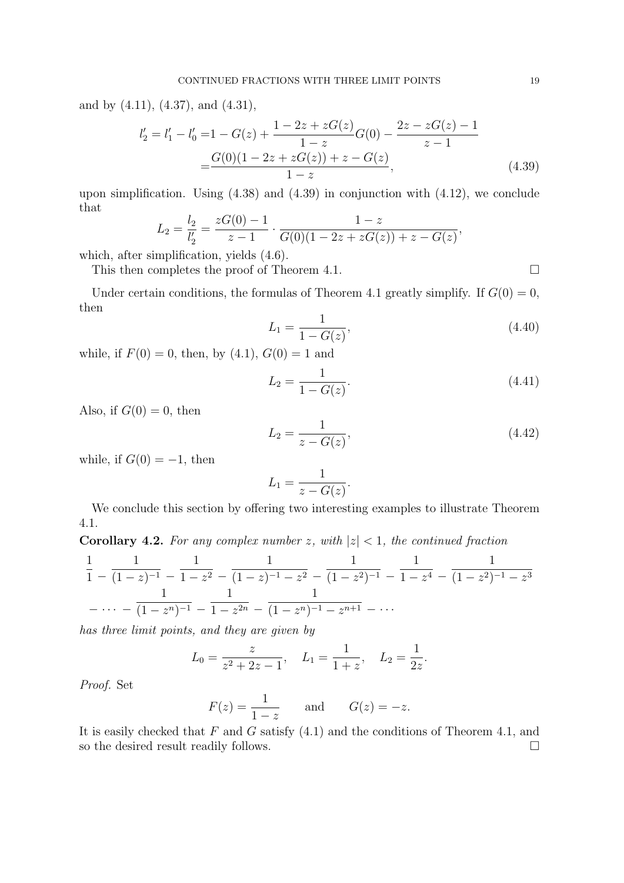and by (4.11), (4.37), and (4.31),

$$
\begin{aligned}
l_2' = l_1' - l_0' =& 1 - G(z) + \frac{1 - 2z + zG(z)}{1 - z} G(0) - \frac{2z - zG(z) - 1}{z - 1} \\
=& \frac{G(0)(1 - 2z + zG(z)) + z - G(z)}{1 - z},
\end{aligned} \tag{4.39}
$$

upon simplification. Using (4.38) and (4.39) in conjunction with (4.12), we conclude that

$$
L_2 = \frac{l_2}{l_2'} = \frac{zG(0) - 1}{z - 1} \cdot \frac{1 - z}{G(0)(1 - 2z + zG(z)) + z - G(z)},
$$

which, after simplification, yields (4.6).

This then completes the proof of Theorem 4.1. □

Under certain conditions, the formulas of Theorem 4.1 greatly simplify. If $G(0) = 0$, then

$$
L_1 = \frac{1}{1 - G(z)}, \tag{4.40}
$$

while, if $F(0) = 0$, then, by (4.1), $G(0) = 1$ and

$$
L_2 = \frac{1}{1 - G(z)}. \tag{4.41}
$$

Also, if $G(0) = 0$, then

$$
L_2 = \frac{1}{z - G(z)}, \tag{4.42}
$$

while, if $G(0) = -1$, then

$$
L_1 = \frac{1}{z - G(z)}.
$$

We conclude this section by offering two interesting examples to illustrate Theorem 4.1.

**Corollary 4.2.** *For any complex number $z$, with $|z| < 1$, the continued fraction*

$$
\begin{aligned}
&\frac{1}{1} - \frac{1}{(1-z)^{-1}} - \frac{1}{1-z^2} - \frac{1}{(1-z)^{-1} - z^2} - \frac{1}{(1-z^2)^{-1}} - \frac{1}{1-z^4} - \frac{1}{(1-z^2)^{-1} - z^3} \\
&- \cdots - \frac{1}{(1-z^n)^{-1}} - \frac{1}{1-z^{2n}} - \frac{1}{(1-z^n)^{-1} - z^{n+1}} - \cdots
\end{aligned}
$$

*has three limit points, and they are given by*

$$
L_0 = \frac{z}{z^2 + 2z - 1}, \quad L_1 = \frac{1}{1+z}, \quad L_2 = \frac{1}{2z}.
$$

*Proof.* Set

$$
F(z) = \frac{1}{1-z} \qquad \text{and} \qquad G(z) = -z.
$$

It is easily checked that $F$ and $G$ satisfy (4.1) and the conditions of Theorem 4.1, and so the desired result readily follows. □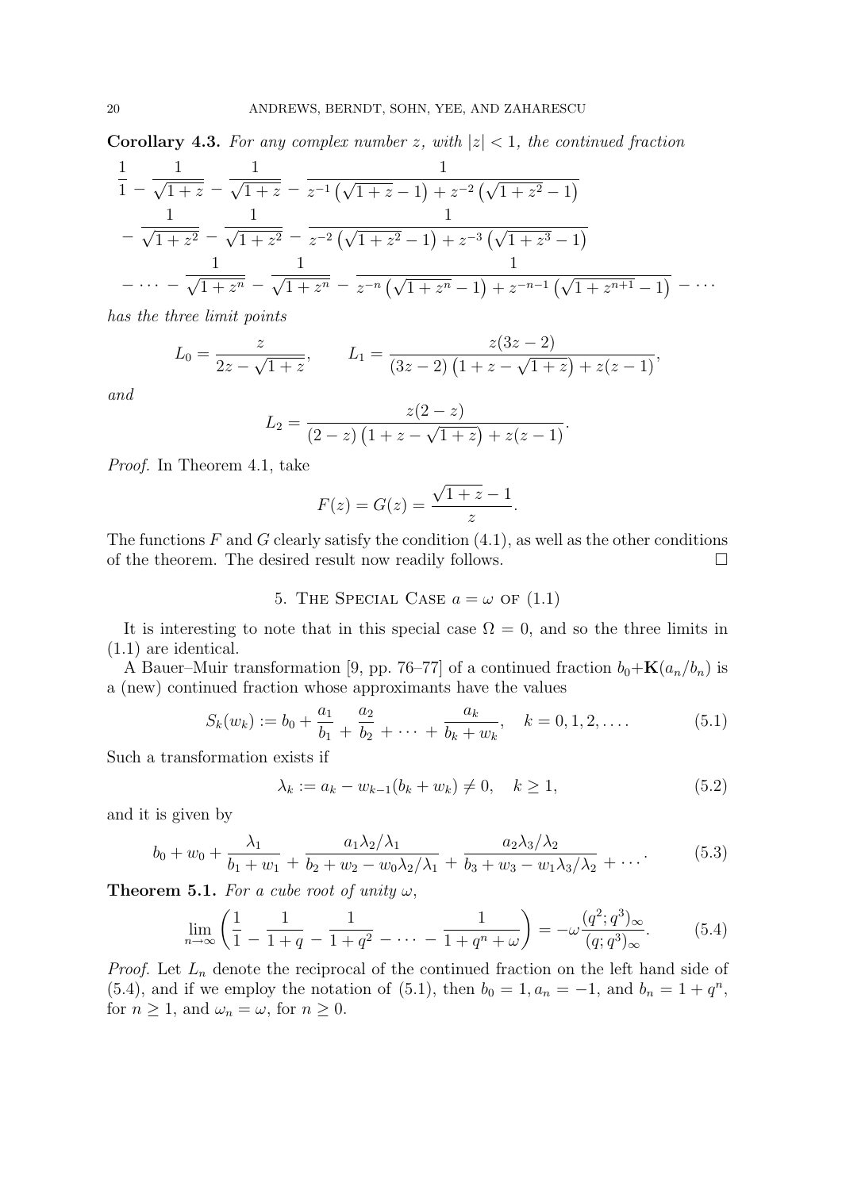**Corollary 4.3.** *For any complex number $z$, with $|z|<1$, the continued fraction*

$$\frac{1}{1} - \frac{1}{\sqrt{1+z}} - \frac{1}{\sqrt{1+z}} - \frac{1}{z^{-1}\left(\sqrt{1+z}-1\right)+z^{-2}\left(\sqrt{1+z^2}-1\right)}$$
$$- \frac{1}{\sqrt{1+z^2}} - \frac{1}{\sqrt{1+z^2}} - \frac{1}{z^{-2}\left(\sqrt{1+z^2}-1\right)+z^{-3}\left(\sqrt{1+z^3}-1\right)}$$
$$- \cdots - \frac{1}{\sqrt{1+z^n}} - \frac{1}{\sqrt{1+z^n}} - \frac{1}{z^{-n}\left(\sqrt{1+z^n}-1\right)+z^{-n-1}\left(\sqrt{1+z^{n+1}}-1\right)} - \cdots$$

*has the three limit points*

$$L_0 = \frac{z}{2z-\sqrt{1+z}}, \qquad L_1 = \frac{z(3z-2)}{(3z-2)\left(1+z-\sqrt{1+z}\right)+z(z-1)},$$

*and*

$$L_2 = \frac{z(2-z)}{(2-z)\left(1+z-\sqrt{1+z}\right)+z(z-1)}.$$

*Proof.* In Theorem 4.1, take

$$F(z) = G(z) = \frac{\sqrt{1+z}-1}{z}.$$

The functions $F$ and $G$ clearly satisfy the condition (4.1), as well as the other conditions of the theorem. The desired result now readily follows. □

## 5. The Special Case $a=\omega$ of (1.1)

It is interesting to note that in this special case $\Omega = 0$, and so the three limits in (1.1) are identical.

A Bauer–Muir transformation [9, pp. 76–77] of a continued fraction $b_0+\mathbf{K}(a_n/b_n)$ is a (new) continued fraction whose approximants have the values

$$S_k(w_k) := b_0 + \frac{a_1}{b_1} + \frac{a_2}{b_2} + \cdots + \frac{a_k}{b_k+w_k}, \quad k=0,1,2,\ldots. \tag{5.1}$$

Such a transformation exists if

$$\lambda_k := a_k - w_{k-1}(b_k+w_k) \neq 0, \quad k \geq 1, \tag{5.2}$$

and it is given by

$$b_0+w_0+\frac{\lambda_1}{b_1+w_1} + \frac{a_1\lambda_2/\lambda_1}{b_2+w_2-w_0\lambda_2/\lambda_1} + \frac{a_2\lambda_3/\lambda_2}{b_3+w_3-w_1\lambda_3/\lambda_2} + \cdots. \tag{5.3}$$

**Theorem 5.1.** *For a cube root of unity $\omega$,*

$$\lim_{n\to\infty}\left(\frac{1}{1} - \frac{1}{1+q} - \frac{1}{1+q^2} - \cdots - \frac{1}{1+q^n+\omega}\right) = -\omega\frac{(q^2;q^3)_\infty}{(q;q^3)_\infty}. \tag{5.4}$$

*Proof.* Let $L_n$ denote the reciprocal of the continued fraction on the left hand side of (5.4), and if we employ the notation of (5.1), then $b_0=1, a_n=-1$, and $b_n=1+q^n$, for $n\geq 1$, and $\omega_n=\omega$, for $n\geq 0$.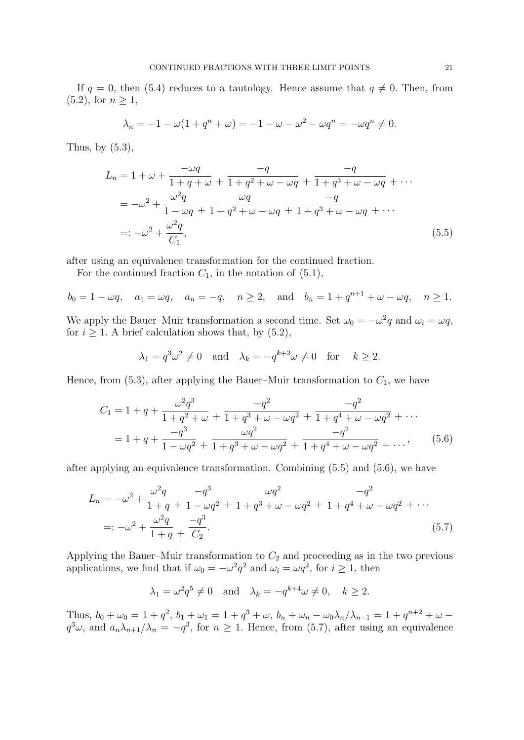If $q = 0$, then (5.4) reduces to a tautology. Hence assume that $q \neq 0$. Then, from (5.2), for $n \geq 1$,

$$\lambda_n = -1 - \omega(1 + q^n + \omega) = -1 - \omega - \omega^2 - \omega q^n = -\omega q^n \neq 0.$$

Thus, by (5.3),

$$\begin{aligned}
L_n &= 1 + \omega + \frac{-\omega q}{1 + q + \omega} + \frac{-q}{1 + q^2 + \omega - \omega q} + \frac{-q}{1 + q^3 + \omega - \omega q} + \cdots \\
&= -\omega^2 + \frac{\omega^2 q}{1 - \omega q} + \frac{\omega q}{1 + q^2 + \omega - \omega q} + \frac{-q}{1 + q^3 + \omega - \omega q} + \cdots \\
&=: -\omega^2 + \frac{\omega^2 q}{C_1},
\end{aligned} \tag{5.5}$$

after using an equivalence transformation for the continued fraction.

For the continued fraction $C_1$, in the notation of (5.1),

$$b_0 = 1 - \omega q, \quad a_1 = \omega q, \quad a_n = -q, \quad n \geq 2, \quad \text{and} \quad b_n = 1 + q^{n+1} + \omega - \omega q, \quad n \geq 1.$$

We apply the Bauer–Muir transformation a second time. Set $\omega_0 = -\omega^2 q$ and $\omega_i = \omega q$, for $i \geq 1$. A brief calculation shows that, by (5.2),

$$\lambda_1 = q^3\omega^2 \neq 0 \quad \text{and} \quad \lambda_k = -q^{k+2}\omega \neq 0 \quad \text{for} \quad k \geq 2.$$

Hence, from (5.3), after applying the Bauer–Muir transformation to $C_1$, we have

$$\begin{aligned}
C_1 &= 1 + q + \frac{\omega^2 q^3}{1 + q^2 + \omega} + \frac{-q^2}{1 + q^3 + \omega - \omega q^2} + \frac{-q^2}{1 + q^4 + \omega - \omega q^2} + \cdots \\
&= 1 + q + \frac{-q^3}{1 - \omega q^2} + \frac{\omega q^2}{1 + q^3 + \omega - \omega q^2} + \frac{-q^2}{1 + q^4 + \omega - \omega q^2} + \cdots,
\end{aligned} \tag{5.6}$$

after applying an equivalence transformation. Combining (5.5) and (5.6), we have

$$\begin{aligned}
L_n &= -\omega^2 + \frac{\omega^2 q}{1 + q} + \frac{-q^3}{1 - \omega q^2} + \frac{\omega q^2}{1 + q^3 + \omega - \omega q^2} + \frac{-q^2}{1 + q^4 + \omega - \omega q^2} + \cdots \\
&=: -\omega^2 + \frac{\omega^2 q}{1 + q} + \frac{-q^3}{C_2}.
\end{aligned} \tag{5.7}$$

Applying the Bauer–Muir transformation to $C_2$ and proceeding as in the two previous applications, we find that if $\omega_0 = -\omega^2 q^2$ and $\omega_i = \omega q^2$, for $i \geq 1$, then

$$\lambda_1 = \omega^2 q^5 \neq 0 \quad \text{and} \quad \lambda_k = -q^{k+4}\omega \neq 0, \quad k \geq 2.$$

Thus, $b_0 + \omega_0 = 1 + q^2$, $b_1 + \omega_1 = 1 + q^3 + \omega$, $b_n + \omega_n - \omega_0\lambda_n/\lambda_{n-1} = 1 + q^{n+2} + \omega - q^3\omega$, and $a_n\lambda_{n+1}/\lambda_n = -q^3$, for $n \geq 1$. Hence, from (5.7), after using an equivalence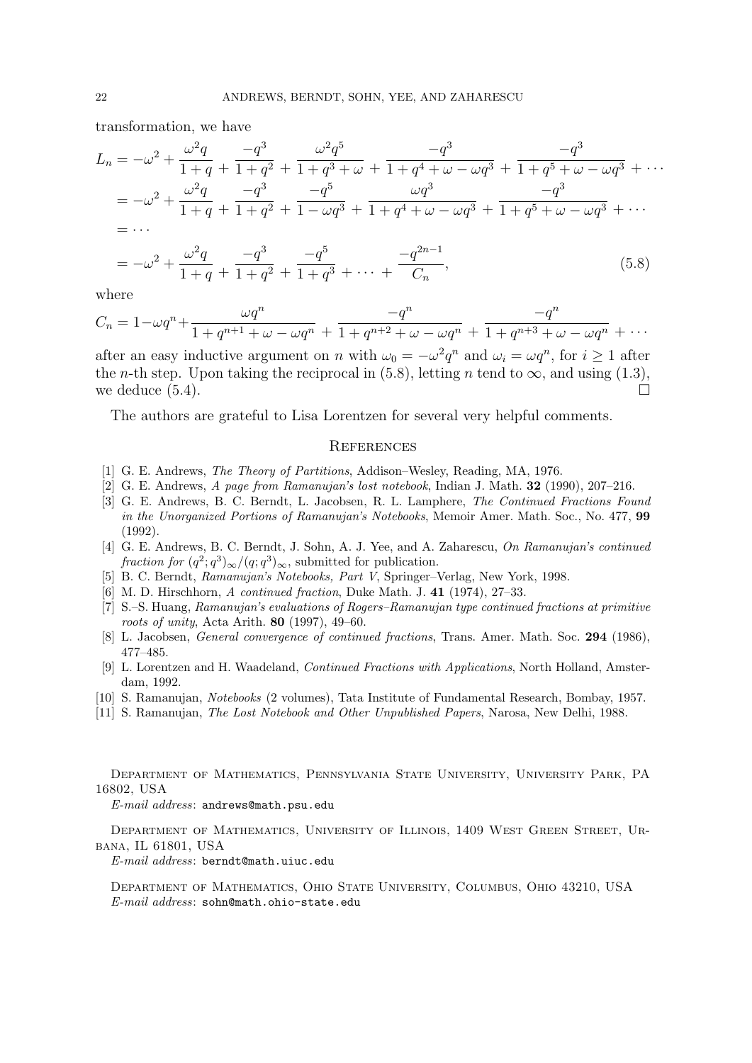transformation, we have

$$
\begin{aligned}
L_n &= -\omega^2 + \frac{\omega^2 q}{1+q} + \frac{-q^3}{1+q^2} + \frac{\omega^2 q^5}{1+q^3+\omega} + \frac{-q^3}{1+q^4+\omega-\omega q^3} + \frac{-q^3}{1+q^5+\omega-\omega q^3} + \cdots \\
&= -\omega^2 + \frac{\omega^2 q}{1+q} + \frac{-q^3}{1+q^2} + \frac{-q^5}{1-\omega q^3} + \frac{\omega q^3}{1+q^4+\omega-\omega q^3} + \frac{-q^3}{1+q^5+\omega-\omega q^3} + \cdots \\
&= \cdots \\
&= -\omega^2 + \frac{\omega^2 q}{1+q} + \frac{-q^3}{1+q^2} + \frac{-q^5}{1+q^3} + \cdots + \frac{-q^{2n-1}}{C_n},
\end{aligned}
\tag{5.8}
$$

where

$$
C_n = 1-\omega q^n + \frac{\omega q^n}{1+q^{n+1}+\omega-\omega q^n} + \frac{-q^n}{1+q^{n+2}+\omega-\omega q^n} + \frac{-q^n}{1+q^{n+3}+\omega-\omega q^n} + \cdots
$$

after an easy inductive argument on $n$ with $\omega_0 = -\omega^2 q^n$ and $\omega_i = \omega q^n$, for $i \geq 1$ after the $n$-th step. Upon taking the reciprocal in (5.8), letting $n$ tend to $\infty$, and using (1.3), we deduce (5.4). $\square$

The authors are grateful to Lisa Lorentzen for several very helpful comments.

## References

[1] G. E. Andrews, *The Theory of Partitions*, Addison–Wesley, Reading, MA, 1976.

[2] G. E. Andrews, *A page from Ramanujan's lost notebook*, Indian J. Math. **32** (1990), 207–216.

[3] G. E. Andrews, B. C. Berndt, L. Jacobsen, R. L. Lamphere, *The Continued Fractions Found in the Unorganized Portions of Ramanujan's Notebooks*, Memoir Amer. Math. Soc., No. 477, **99** (1992).

[4] G. E. Andrews, B. C. Berndt, J. Sohn, A. J. Yee, and A. Zaharescu, *On Ramanujan's continued fraction for $(q^2;q^3)_\infty/(q;q^3)_\infty$*, submitted for publication.

[5] B. C. Berndt, *Ramanujan's Notebooks, Part V*, Springer–Verlag, New York, 1998.

[6] M. D. Hirschhorn, *A continued fraction*, Duke Math. J. **41** (1974), 27–33.

[7] S.–S. Huang, *Ramanujan's evaluations of Rogers–Ramanujan type continued fractions at primitive roots of unity*, Acta Arith. **80** (1997), 49–60.

[8] L. Jacobsen, *General convergence of continued fractions*, Trans. Amer. Math. Soc. **294** (1986), 477–485.

[9] L. Lorentzen and H. Waadeland, *Continued Fractions with Applications*, North Holland, Amsterdam, 1992.

[10] S. Ramanujan, *Notebooks* (2 volumes), Tata Institute of Fundamental Research, Bombay, 1957.

[11] S. Ramanujan, *The Lost Notebook and Other Unpublished Papers*, Narosa, New Delhi, 1988.

Department of Mathematics, Pennsylvania State University, University Park, PA 16802, USA

*E-mail address*: andrews@math.psu.edu

Department of Mathematics, University of Illinois, 1409 West Green Street, Urbana, IL 61801, USA

*E-mail address*: berndt@math.uiuc.edu

Department of Mathematics, Ohio State University, Columbus, Ohio 43210, USA

*E-mail address*: sohn@math.ohio-state.edu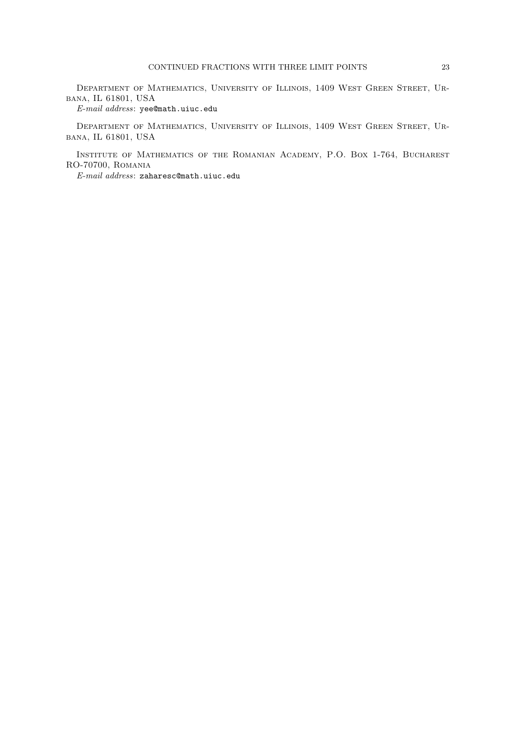Department of Mathematics, University of Illinois, 1409 West Green Street, Urbana, IL 61801, USA

*E-mail address*: yee@math.uiuc.edu

Department of Mathematics, University of Illinois, 1409 West Green Street, Urbana, IL 61801, USA

Institute of Mathematics of the Romanian Academy, P.O. Box 1-764, Bucharest RO-70700, Romania

*E-mail address*: zaharesc@math.uiuc.edu